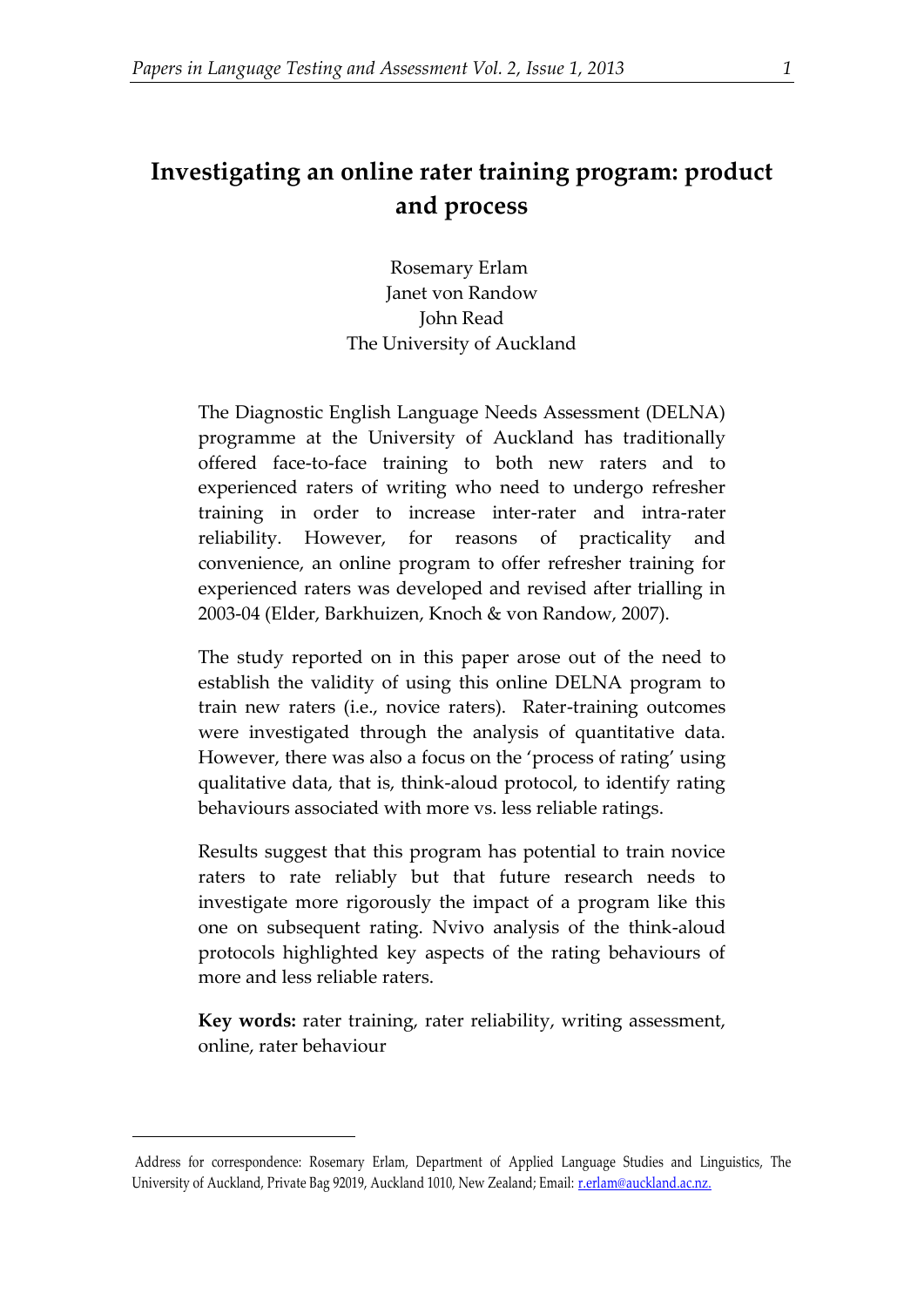# Investigating an online rater training program: product and process

Rosemary Erlam
Janet von Randow
John Read
The University of Auckland

The Diagnostic English Language Needs Assessment (DELNA) programme at the University of Auckland has traditionally offered face-to-face training to both new raters and to experienced raters of writing who need to undergo refresher training in order to increase inter-rater and intra-rater reliability. However, for reasons of practicality and convenience, an online program to offer refresher training for experienced raters was developed and revised after trialling in 2003-04 (Elder, Barkhuizen, Knoch & von Randow, 2007).

The study reported on in this paper arose out of the need to establish the validity of using this online DELNA program to train new raters (i.e., novice raters). Rater-training outcomes were investigated through the analysis of quantitative data. However, there was also a focus on the 'process of rating' using qualitative data, that is, think-aloud protocol, to identify rating behaviours associated with more vs. less reliable ratings.

Results suggest that this program has potential to train novice raters to rate reliably but that future research needs to investigate more rigorously the impact of a program like this one on subsequent rating. Nvivo analysis of the think-aloud protocols highlighted key aspects of the rating behaviours of more and less reliable raters.

**Key words:** rater training, rater reliability, writing assessment, online, rater behaviour

---

Address for correspondence: Rosemary Erlam, Department of Applied Language Studies and Linguistics, The University of Auckland, Private Bag 92019, Auckland 1010, New Zealand; Email: r.erlam@auckland.ac.nz.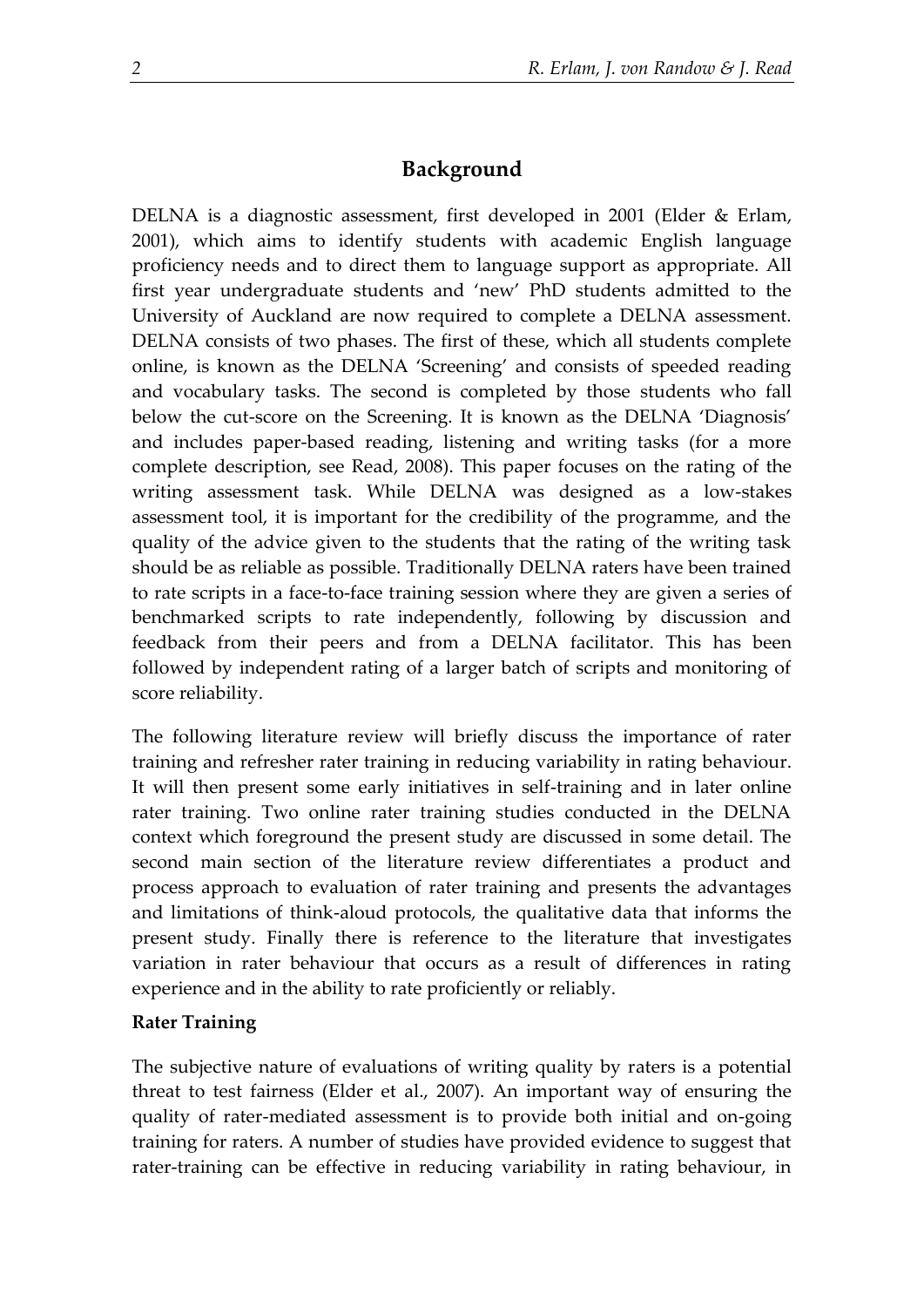## Background

DELNA is a diagnostic assessment, first developed in 2001 (Elder & Erlam, 2001), which aims to identify students with academic English language proficiency needs and to direct them to language support as appropriate. All first year undergraduate students and 'new' PhD students admitted to the University of Auckland are now required to complete a DELNA assessment. DELNA consists of two phases. The first of these, which all students complete online, is known as the DELNA 'Screening' and consists of speeded reading and vocabulary tasks. The second is completed by those students who fall below the cut-score on the Screening. It is known as the DELNA 'Diagnosis' and includes paper-based reading, listening and writing tasks (for a more complete description, see Read, 2008). This paper focuses on the rating of the writing assessment task. While DELNA was designed as a low-stakes assessment tool, it is important for the credibility of the programme, and the quality of the advice given to the students that the rating of the writing task should be as reliable as possible. Traditionally DELNA raters have been trained to rate scripts in a face-to-face training session where they are given a series of benchmarked scripts to rate independently, following by discussion and feedback from their peers and from a DELNA facilitator. This has been followed by independent rating of a larger batch of scripts and monitoring of score reliability.

The following literature review will briefly discuss the importance of rater training and refresher rater training in reducing variability in rating behaviour. It will then present some early initiatives in self-training and in later online rater training. Two online rater training studies conducted in the DELNA context which foreground the present study are discussed in some detail. The second main section of the literature review differentiates a product and process approach to evaluation of rater training and presents the advantages and limitations of think-aloud protocols, the qualitative data that informs the present study. Finally there is reference to the literature that investigates variation in rater behaviour that occurs as a result of differences in rating experience and in the ability to rate proficiently or reliably.

### Rater Training

The subjective nature of evaluations of writing quality by raters is a potential threat to test fairness (Elder et al., 2007). An important way of ensuring the quality of rater-mediated assessment is to provide both initial and on-going training for raters. A number of studies have provided evidence to suggest that rater-training can be effective in reducing variability in rating behaviour, in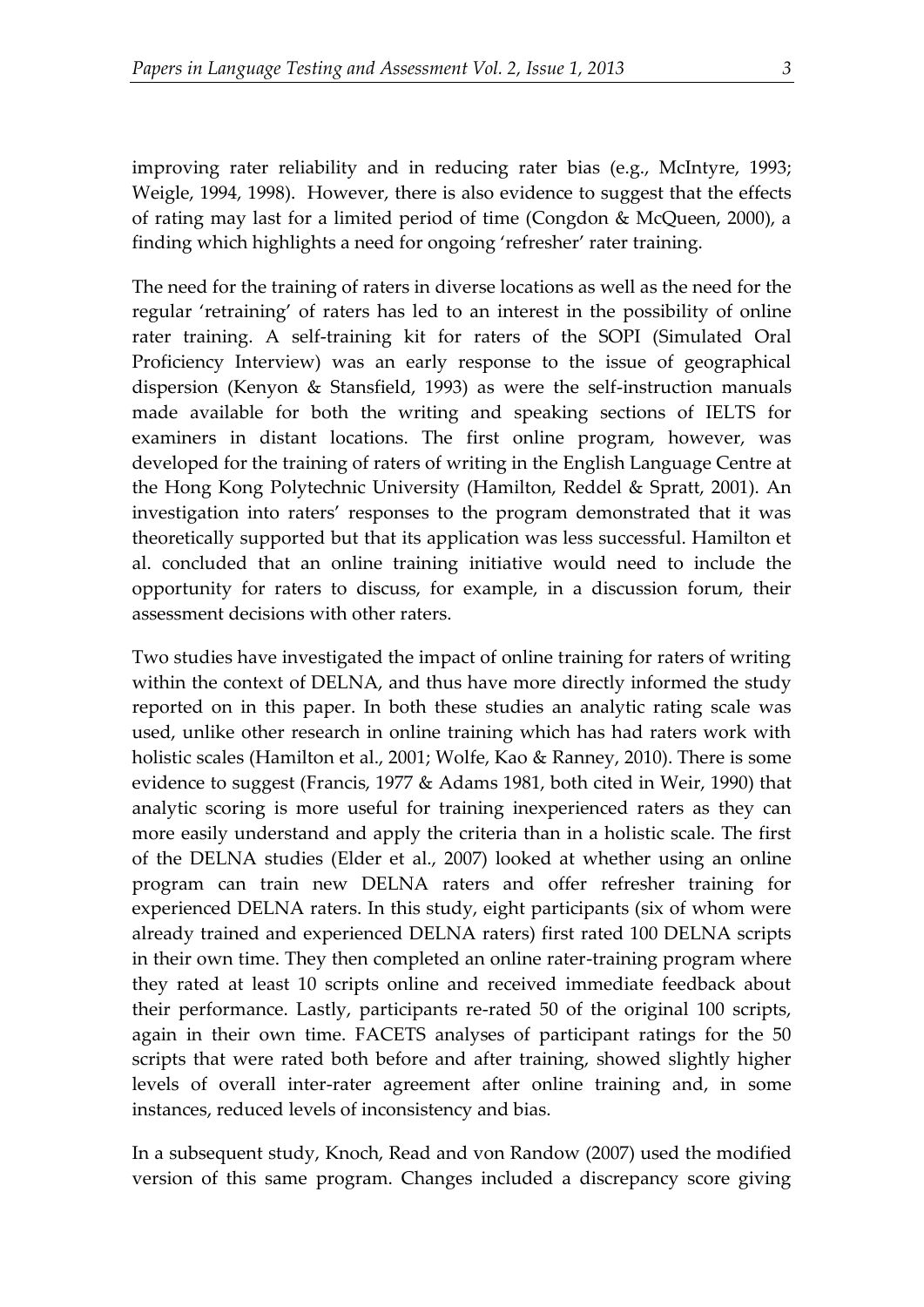improving rater reliability and in reducing rater bias (e.g., McIntyre, 1993; Weigle, 1994, 1998). However, there is also evidence to suggest that the effects of rating may last for a limited period of time (Congdon & McQueen, 2000), a finding which highlights a need for ongoing 'refresher' rater training.

The need for the training of raters in diverse locations as well as the need for the regular 'retraining' of raters has led to an interest in the possibility of online rater training. A self-training kit for raters of the SOPI (Simulated Oral Proficiency Interview) was an early response to the issue of geographical dispersion (Kenyon & Stansfield, 1993) as were the self-instruction manuals made available for both the writing and speaking sections of IELTS for examiners in distant locations. The first online program, however, was developed for the training of raters of writing in the English Language Centre at the Hong Kong Polytechnic University (Hamilton, Reddel & Spratt, 2001). An investigation into raters' responses to the program demonstrated that it was theoretically supported but that its application was less successful. Hamilton et al. concluded that an online training initiative would need to include the opportunity for raters to discuss, for example, in a discussion forum, their assessment decisions with other raters.

Two studies have investigated the impact of online training for raters of writing within the context of DELNA, and thus have more directly informed the study reported on in this paper. In both these studies an analytic rating scale was used, unlike other research in online training which has had raters work with holistic scales (Hamilton et al., 2001; Wolfe, Kao & Ranney, 2010). There is some evidence to suggest (Francis, 1977 & Adams 1981, both cited in Weir, 1990) that analytic scoring is more useful for training inexperienced raters as they can more easily understand and apply the criteria than in a holistic scale. The first of the DELNA studies (Elder et al., 2007) looked at whether using an online program can train new DELNA raters and offer refresher training for experienced DELNA raters. In this study, eight participants (six of whom were already trained and experienced DELNA raters) first rated 100 DELNA scripts in their own time. They then completed an online rater-training program where they rated at least 10 scripts online and received immediate feedback about their performance. Lastly, participants re-rated 50 of the original 100 scripts, again in their own time. FACETS analyses of participant ratings for the 50 scripts that were rated both before and after training, showed slightly higher levels of overall inter-rater agreement after online training and, in some instances, reduced levels of inconsistency and bias.

In a subsequent study, Knoch, Read and von Randow (2007) used the modified version of this same program. Changes included a discrepancy score giving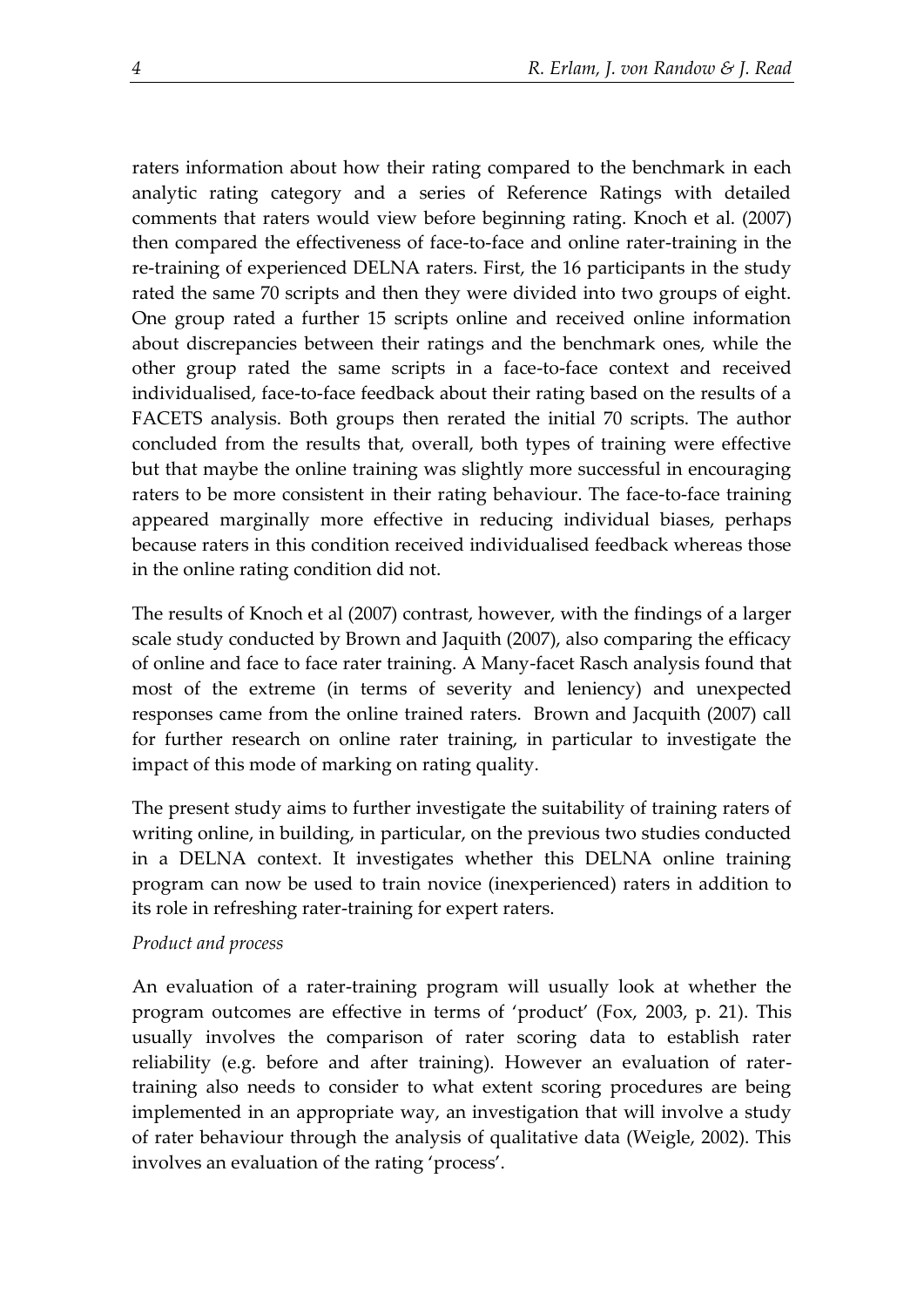raters information about how their rating compared to the benchmark in each analytic rating category and a series of Reference Ratings with detailed comments that raters would view before beginning rating. Knoch et al. (2007) then compared the effectiveness of face-to-face and online rater-training in the re-training of experienced DELNA raters. First, the 16 participants in the study rated the same 70 scripts and then they were divided into two groups of eight. One group rated a further 15 scripts online and received online information about discrepancies between their ratings and the benchmark ones, while the other group rated the same scripts in a face-to-face context and received individualised, face-to-face feedback about their rating based on the results of a FACETS analysis. Both groups then rerated the initial 70 scripts. The author concluded from the results that, overall, both types of training were effective but that maybe the online training was slightly more successful in encouraging raters to be more consistent in their rating behaviour. The face-to-face training appeared marginally more effective in reducing individual biases, perhaps because raters in this condition received individualised feedback whereas those in the online rating condition did not.

The results of Knoch et al (2007) contrast, however, with the findings of a larger scale study conducted by Brown and Jaquith (2007), also comparing the efficacy of online and face to face rater training. A Many-facet Rasch analysis found that most of the extreme (in terms of severity and leniency) and unexpected responses came from the online trained raters. Brown and Jacquith (2007) call for further research on online rater training, in particular to investigate the impact of this mode of marking on rating quality.

The present study aims to further investigate the suitability of training raters of writing online, in building, in particular, on the previous two studies conducted in a DELNA context. It investigates whether this DELNA online training program can now be used to train novice (inexperienced) raters in addition to its role in refreshing rater-training for expert raters.

*Product and process*

An evaluation of a rater-training program will usually look at whether the program outcomes are effective in terms of 'product' (Fox, 2003, p. 21). This usually involves the comparison of rater scoring data to establish rater reliability (e.g. before and after training). However an evaluation of rater-training also needs to consider to what extent scoring procedures are being implemented in an appropriate way, an investigation that will involve a study of rater behaviour through the analysis of qualitative data (Weigle, 2002). This involves an evaluation of the rating 'process'.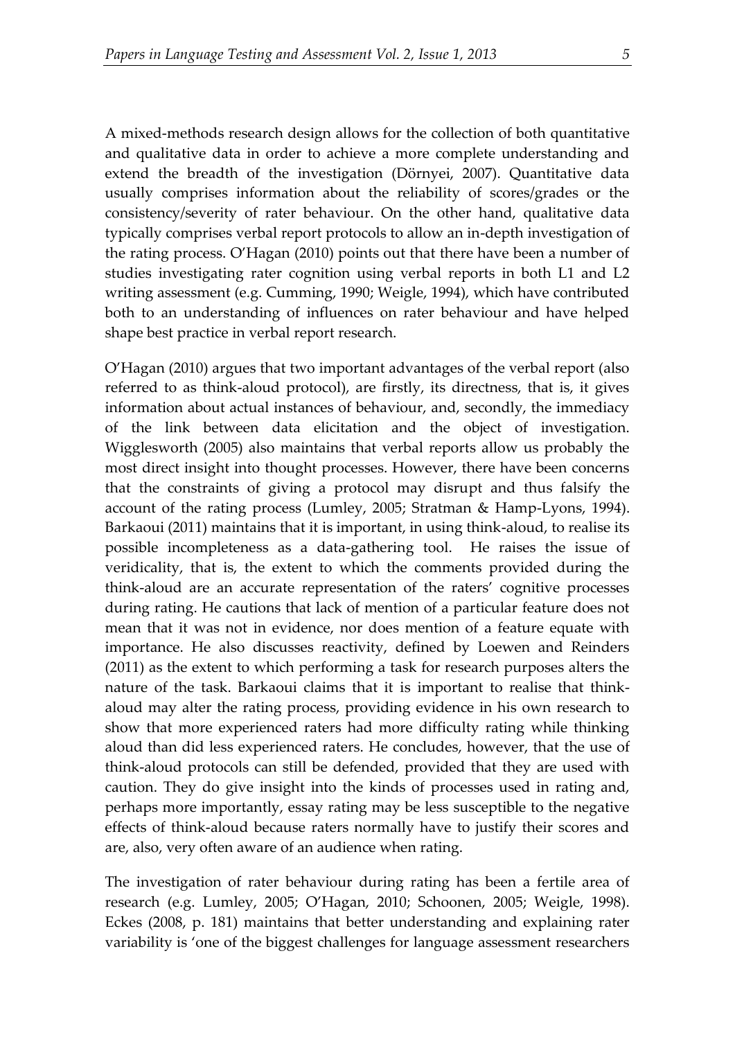A mixed-methods research design allows for the collection of both quantitative and qualitative data in order to achieve a more complete understanding and extend the breadth of the investigation (Dörnyei, 2007). Quantitative data usually comprises information about the reliability of scores/grades or the consistency/severity of rater behaviour. On the other hand, qualitative data typically comprises verbal report protocols to allow an in-depth investigation of the rating process. O'Hagan (2010) points out that there have been a number of studies investigating rater cognition using verbal reports in both L1 and L2 writing assessment (e.g. Cumming, 1990; Weigle, 1994), which have contributed both to an understanding of influences on rater behaviour and have helped shape best practice in verbal report research.

O'Hagan (2010) argues that two important advantages of the verbal report (also referred to as think-aloud protocol), are firstly, its directness, that is, it gives information about actual instances of behaviour, and, secondly, the immediacy of the link between data elicitation and the object of investigation. Wigglesworth (2005) also maintains that verbal reports allow us probably the most direct insight into thought processes. However, there have been concerns that the constraints of giving a protocol may disrupt and thus falsify the account of the rating process (Lumley, 2005; Stratman & Hamp-Lyons, 1994). Barkaoui (2011) maintains that it is important, in using think-aloud, to realise its possible incompleteness as a data-gathering tool. He raises the issue of veridicality, that is, the extent to which the comments provided during the think-aloud are an accurate representation of the raters' cognitive processes during rating. He cautions that lack of mention of a particular feature does not mean that it was not in evidence, nor does mention of a feature equate with importance. He also discusses reactivity, defined by Loewen and Reinders (2011) as the extent to which performing a task for research purposes alters the nature of the task. Barkaoui claims that it is important to realise that think-aloud may alter the rating process, providing evidence in his own research to show that more experienced raters had more difficulty rating while thinking aloud than did less experienced raters. He concludes, however, that the use of think-aloud protocols can still be defended, provided that they are used with caution. They do give insight into the kinds of processes used in rating and, perhaps more importantly, essay rating may be less susceptible to the negative effects of think-aloud because raters normally have to justify their scores and are, also, very often aware of an audience when rating.

The investigation of rater behaviour during rating has been a fertile area of research (e.g. Lumley, 2005; O'Hagan, 2010; Schoonen, 2005; Weigle, 1998). Eckes (2008, p. 181) maintains that better understanding and explaining rater variability is 'one of the biggest challenges for language assessment researchers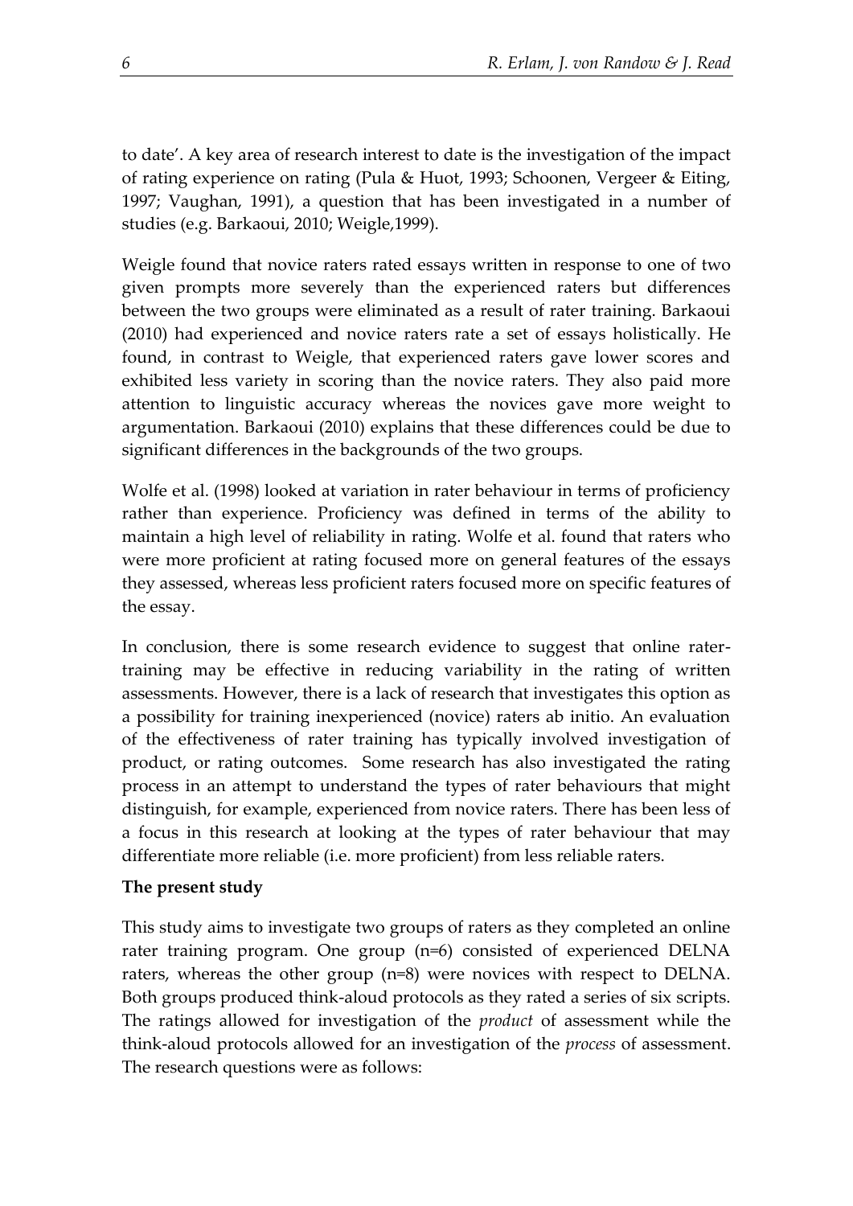to date'. A key area of research interest to date is the investigation of the impact of rating experience on rating (Pula & Huot, 1993; Schoonen, Vergeer & Eiting, 1997; Vaughan, 1991), a question that has been investigated in a number of studies (e.g. Barkaoui, 2010; Weigle,1999).

Weigle found that novice raters rated essays written in response to one of two given prompts more severely than the experienced raters but differences between the two groups were eliminated as a result of rater training. Barkaoui (2010) had experienced and novice raters rate a set of essays holistically. He found, in contrast to Weigle, that experienced raters gave lower scores and exhibited less variety in scoring than the novice raters. They also paid more attention to linguistic accuracy whereas the novices gave more weight to argumentation. Barkaoui (2010) explains that these differences could be due to significant differences in the backgrounds of the two groups.

Wolfe et al. (1998) looked at variation in rater behaviour in terms of proficiency rather than experience. Proficiency was defined in terms of the ability to maintain a high level of reliability in rating. Wolfe et al. found that raters who were more proficient at rating focused more on general features of the essays they assessed, whereas less proficient raters focused more on specific features of the essay.

In conclusion, there is some research evidence to suggest that online rater-training may be effective in reducing variability in the rating of written assessments. However, there is a lack of research that investigates this option as a possibility for training inexperienced (novice) raters ab initio. An evaluation of the effectiveness of rater training has typically involved investigation of product, or rating outcomes. Some research has also investigated the rating process in an attempt to understand the types of rater behaviours that might distinguish, for example, experienced from novice raters. There has been less of a focus in this research at looking at the types of rater behaviour that may differentiate more reliable (i.e. more proficient) from less reliable raters.

**The present study**

This study aims to investigate two groups of raters as they completed an online rater training program. One group (n=6) consisted of experienced DELNA raters, whereas the other group (n=8) were novices with respect to DELNA. Both groups produced think-aloud protocols as they rated a series of six scripts. The ratings allowed for investigation of the *product* of assessment while the think-aloud protocols allowed for an investigation of the *process* of assessment. The research questions were as follows: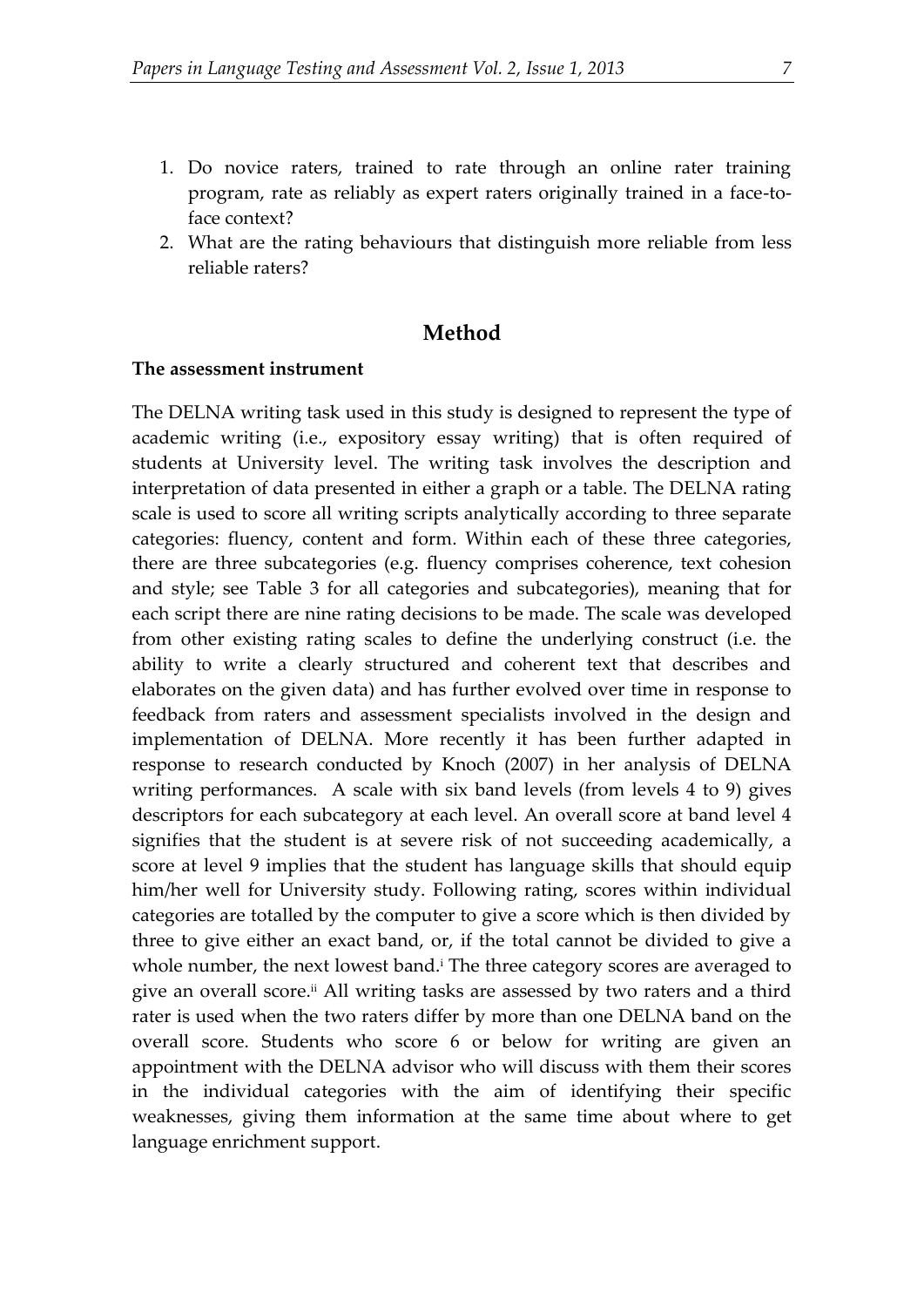1. Do novice raters, trained to rate through an online rater training program, rate as reliably as expert raters originally trained in a face-to-face context?
2. What are the rating behaviours that distinguish more reliable from less reliable raters?

## Method

### The assessment instrument

The DELNA writing task used in this study is designed to represent the type of academic writing (i.e., expository essay writing) that is often required of students at University level. The writing task involves the description and interpretation of data presented in either a graph or a table. The DELNA rating scale is used to score all writing scripts analytically according to three separate categories: fluency, content and form. Within each of these three categories, there are three subcategories (e.g. fluency comprises coherence, text cohesion and style; see Table 3 for all categories and subcategories), meaning that for each script there are nine rating decisions to be made. The scale was developed from other existing rating scales to define the underlying construct (i.e. the ability to write a clearly structured and coherent text that describes and elaborates on the given data) and has further evolved over time in response to feedback from raters and assessment specialists involved in the design and implementation of DELNA. More recently it has been further adapted in response to research conducted by Knoch (2007) in her analysis of DELNA writing performances. A scale with six band levels (from levels 4 to 9) gives descriptors for each subcategory at each level. An overall score at band level 4 signifies that the student is at severe risk of not succeeding academically, a score at level 9 implies that the student has language skills that should equip him/her well for University study. Following rating, scores within individual categories are totalled by the computer to give a score which is then divided by three to give either an exact band, or, if the total cannot be divided to give a whole number, the next lowest band.[i] The three category scores are averaged to give an overall score.[ii] All writing tasks are assessed by two raters and a third rater is used when the two raters differ by more than one DELNA band on the overall score. Students who score 6 or below for writing are given an appointment with the DELNA advisor who will discuss with them their scores in the individual categories with the aim of identifying their specific weaknesses, giving them information at the same time about where to get language enrichment support.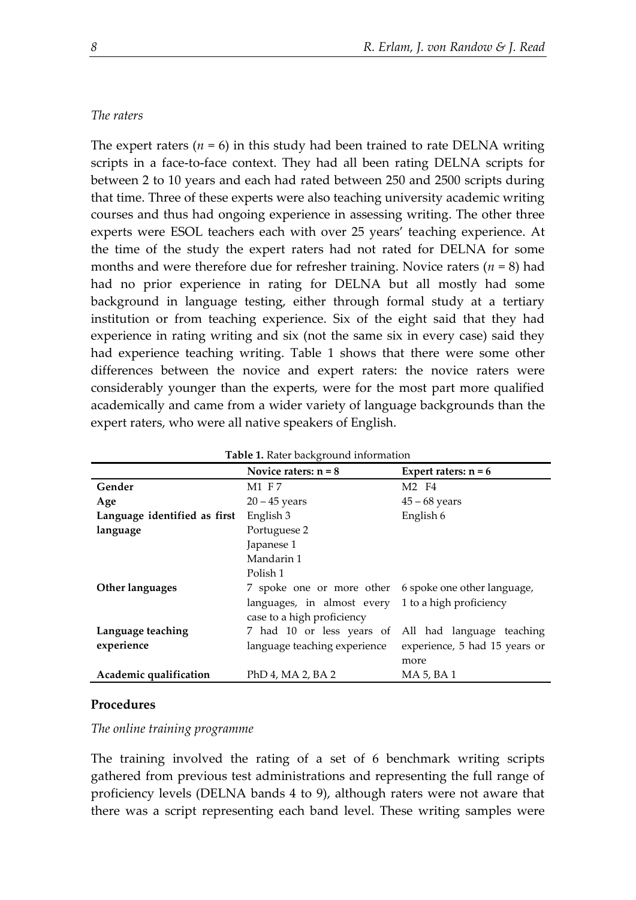*The raters*

The expert raters ($n$ = 6) in this study had been trained to rate DELNA writing scripts in a face-to-face context. They had all been rating DELNA scripts for between 2 to 10 years and each had rated between 250 and 2500 scripts during that time. Three of these experts were also teaching university academic writing courses and thus had ongoing experience in assessing writing. The other three experts were ESOL teachers each with over 25 years' teaching experience. At the time of the study the expert raters had not rated for DELNA for some months and were therefore due for refresher training. Novice raters ($n$ = 8) had had no prior experience in rating for DELNA but all mostly had some background in language testing, either through formal study at a tertiary institution or from teaching experience. Six of the eight said that they had experience in rating writing and six (not the same six in every case) said they had experience teaching writing. Table 1 shows that there were some other differences between the novice and expert raters: the novice raters were considerably younger than the experts, were for the most part more qualified academically and came from a wider variety of language backgrounds than the expert raters, who were all native speakers of English.

**Table 1.** Rater background information

| | **Novice raters: n = 8** | **Expert raters: n = 6** |
|---|---|---|
| **Gender** | M1 F7 | M2 F4 |
| **Age** | 20 – 45 years | 45 – 68 years |
| **Language identified as first language** | English 3<br>Portuguese 2<br>Japanese 1<br>Mandarin 1<br>Polish 1 | English 6 |
| **Other languages** | 7 spoke one or more other languages, in almost every case to a high proficiency | 6 spoke one other language, 1 to a high proficiency |
| **Language teaching experience** | 7 had 10 or less years of language teaching experience | All had language teaching experience, 5 had 15 years or more |
| **Academic qualification** | PhD 4, MA 2, BA 2 | MA 5, BA 1 |

## Procedures

*The online training programme*

The training involved the rating of a set of 6 benchmark writing scripts gathered from previous test administrations and representing the full range of proficiency levels (DELNA bands 4 to 9), although raters were not aware that there was a script representing each band level. These writing samples were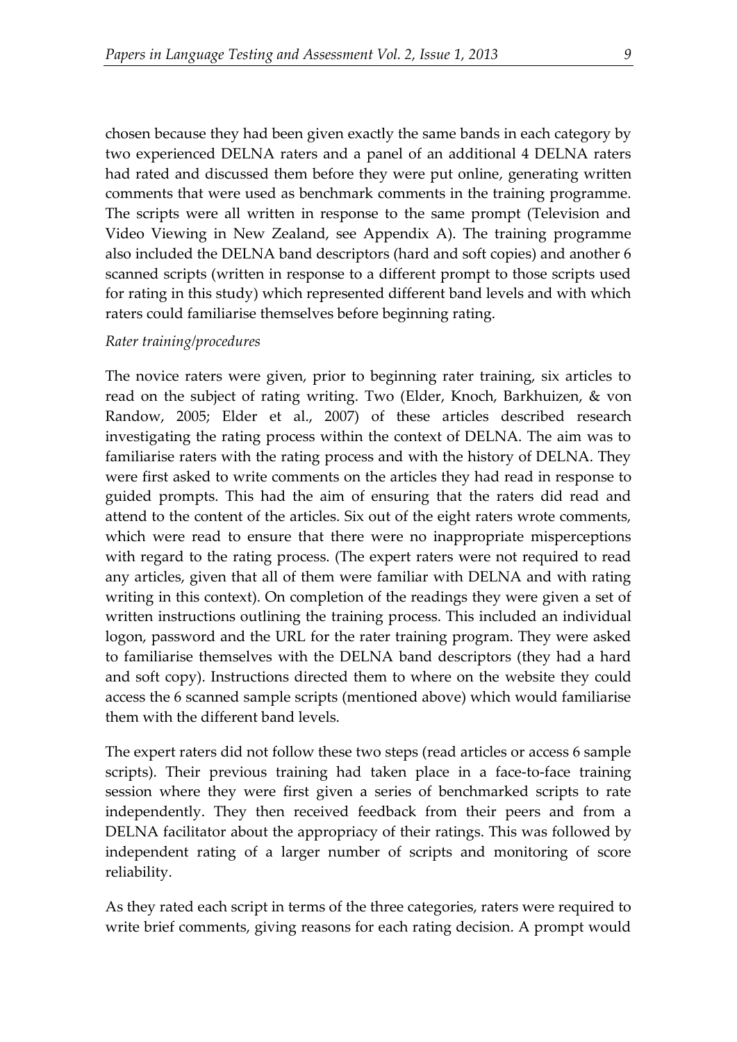chosen because they had been given exactly the same bands in each category by two experienced DELNA raters and a panel of an additional 4 DELNA raters had rated and discussed them before they were put online, generating written comments that were used as benchmark comments in the training programme. The scripts were all written in response to the same prompt (Television and Video Viewing in New Zealand, see Appendix A). The training programme also included the DELNA band descriptors (hard and soft copies) and another 6 scanned scripts (written in response to a different prompt to those scripts used for rating in this study) which represented different band levels and with which raters could familiarise themselves before beginning rating.

*Rater training/procedures*

The novice raters were given, prior to beginning rater training, six articles to read on the subject of rating writing. Two (Elder, Knoch, Barkhuizen, & von Randow, 2005; Elder et al., 2007) of these articles described research investigating the rating process within the context of DELNA. The aim was to familiarise raters with the rating process and with the history of DELNA. They were first asked to write comments on the articles they had read in response to guided prompts. This had the aim of ensuring that the raters did read and attend to the content of the articles. Six out of the eight raters wrote comments, which were read to ensure that there were no inappropriate misperceptions with regard to the rating process. (The expert raters were not required to read any articles, given that all of them were familiar with DELNA and with rating writing in this context). On completion of the readings they were given a set of written instructions outlining the training process. This included an individual logon, password and the URL for the rater training program. They were asked to familiarise themselves with the DELNA band descriptors (they had a hard and soft copy). Instructions directed them to where on the website they could access the 6 scanned sample scripts (mentioned above) which would familiarise them with the different band levels.

The expert raters did not follow these two steps (read articles or access 6 sample scripts). Their previous training had taken place in a face-to-face training session where they were first given a series of benchmarked scripts to rate independently. They then received feedback from their peers and from a DELNA facilitator about the appropriacy of their ratings. This was followed by independent rating of a larger number of scripts and monitoring of score reliability.

As they rated each script in terms of the three categories, raters were required to write brief comments, giving reasons for each rating decision. A prompt would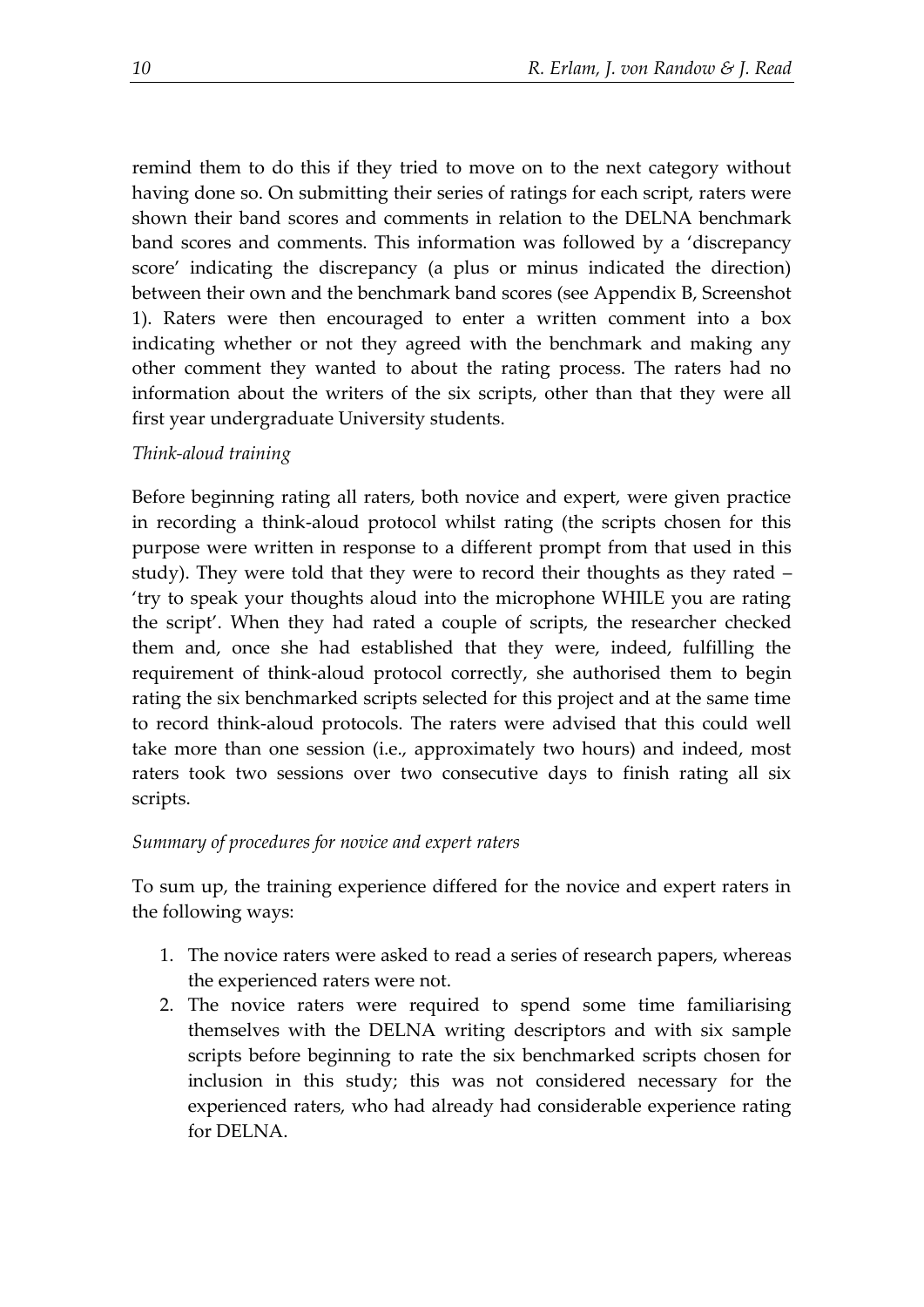remind them to do this if they tried to move on to the next category without having done so. On submitting their series of ratings for each script, raters were shown their band scores and comments in relation to the DELNA benchmark band scores and comments. This information was followed by a 'discrepancy score' indicating the discrepancy (a plus or minus indicated the direction) between their own and the benchmark band scores (see Appendix B, Screenshot 1). Raters were then encouraged to enter a written comment into a box indicating whether or not they agreed with the benchmark and making any other comment they wanted to about the rating process. The raters had no information about the writers of the six scripts, other than that they were all first year undergraduate University students.

*Think-aloud training*

Before beginning rating all raters, both novice and expert, were given practice in recording a think-aloud protocol whilst rating (the scripts chosen for this purpose were written in response to a different prompt from that used in this study). They were told that they were to record their thoughts as they rated – 'try to speak your thoughts aloud into the microphone WHILE you are rating the script'. When they had rated a couple of scripts, the researcher checked them and, once she had established that they were, indeed, fulfilling the requirement of think-aloud protocol correctly, she authorised them to begin rating the six benchmarked scripts selected for this project and at the same time to record think-aloud protocols. The raters were advised that this could well take more than one session (i.e., approximately two hours) and indeed, most raters took two sessions over two consecutive days to finish rating all six scripts.

*Summary of procedures for novice and expert raters*

To sum up, the training experience differed for the novice and expert raters in the following ways:

1. The novice raters were asked to read a series of research papers, whereas the experienced raters were not.
2. The novice raters were required to spend some time familiarising themselves with the DELNA writing descriptors and with six sample scripts before beginning to rate the six benchmarked scripts chosen for inclusion in this study; this was not considered necessary for the experienced raters, who had already had considerable experience rating for DELNA.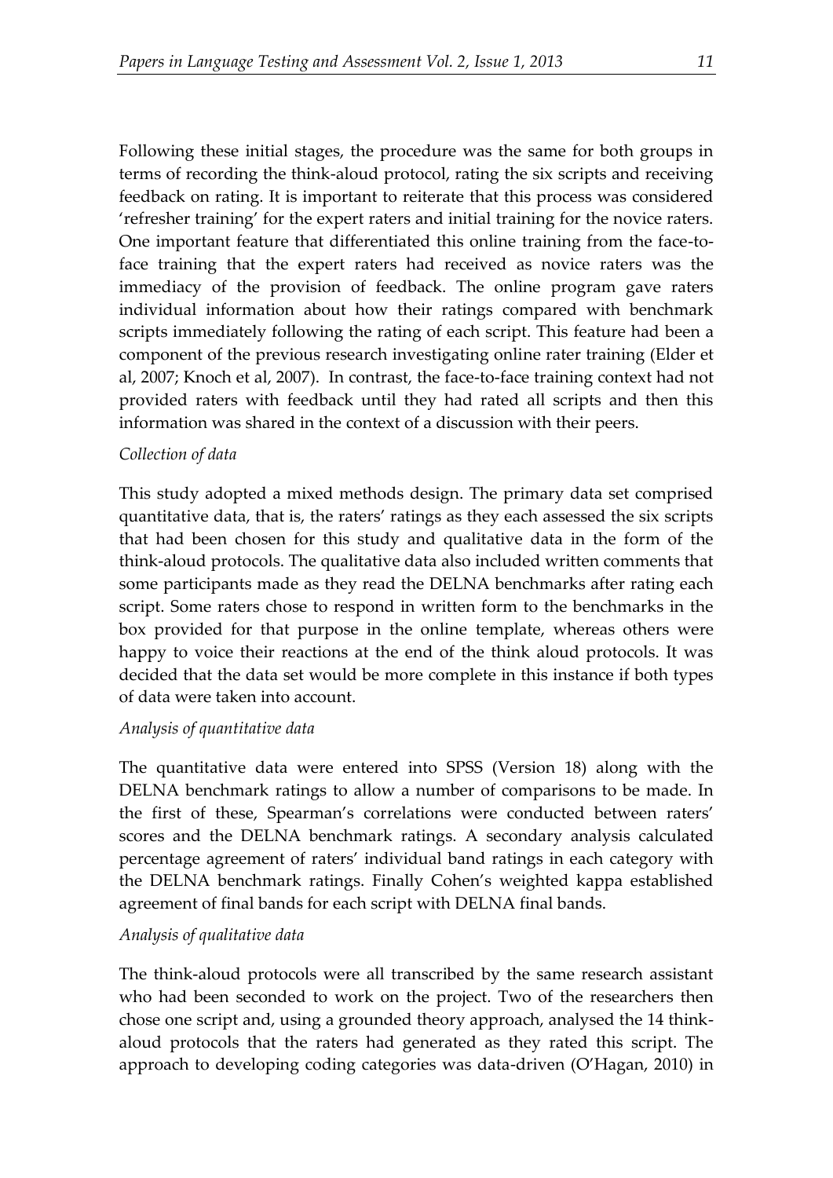Following these initial stages, the procedure was the same for both groups in terms of recording the think-aloud protocol, rating the six scripts and receiving feedback on rating. It is important to reiterate that this process was considered 'refresher training' for the expert raters and initial training for the novice raters. One important feature that differentiated this online training from the face-to-face training that the expert raters had received as novice raters was the immediacy of the provision of feedback. The online program gave raters individual information about how their ratings compared with benchmark scripts immediately following the rating of each script. This feature had been a component of the previous research investigating online rater training (Elder et al, 2007; Knoch et al, 2007). In contrast, the face-to-face training context had not provided raters with feedback until they had rated all scripts and then this information was shared in the context of a discussion with their peers.

*Collection of data*

This study adopted a mixed methods design. The primary data set comprised quantitative data, that is, the raters' ratings as they each assessed the six scripts that had been chosen for this study and qualitative data in the form of the think-aloud protocols. The qualitative data also included written comments that some participants made as they read the DELNA benchmarks after rating each script. Some raters chose to respond in written form to the benchmarks in the box provided for that purpose in the online template, whereas others were happy to voice their reactions at the end of the think aloud protocols. It was decided that the data set would be more complete in this instance if both types of data were taken into account.

*Analysis of quantitative data*

The quantitative data were entered into SPSS (Version 18) along with the DELNA benchmark ratings to allow a number of comparisons to be made. In the first of these, Spearman's correlations were conducted between raters' scores and the DELNA benchmark ratings. A secondary analysis calculated percentage agreement of raters' individual band ratings in each category with the DELNA benchmark ratings. Finally Cohen's weighted kappa established agreement of final bands for each script with DELNA final bands.

*Analysis of qualitative data*

The think-aloud protocols were all transcribed by the same research assistant who had been seconded to work on the project. Two of the researchers then chose one script and, using a grounded theory approach, analysed the 14 think-aloud protocols that the raters had generated as they rated this script. The approach to developing coding categories was data-driven (O'Hagan, 2010) in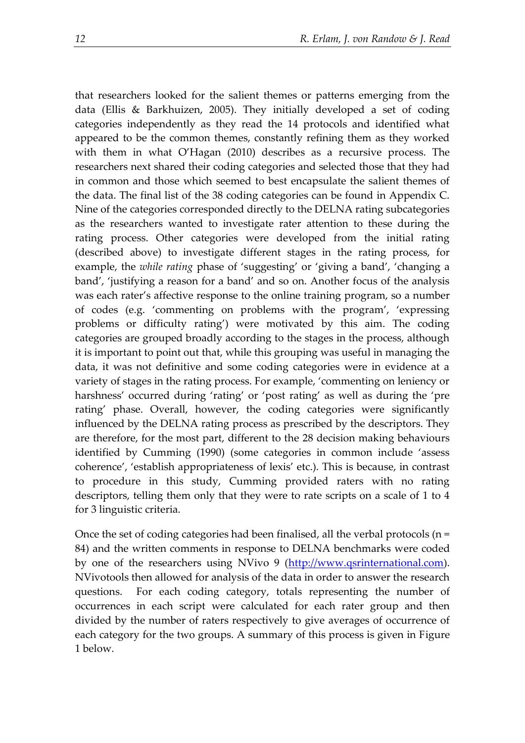that researchers looked for the salient themes or patterns emerging from the data (Ellis & Barkhuizen, 2005). They initially developed a set of coding categories independently as they read the 14 protocols and identified what appeared to be the common themes, constantly refining them as they worked with them in what O'Hagan (2010) describes as a recursive process. The researchers next shared their coding categories and selected those that they had in common and those which seemed to best encapsulate the salient themes of the data. The final list of the 38 coding categories can be found in Appendix C. Nine of the categories corresponded directly to the DELNA rating subcategories as the researchers wanted to investigate rater attention to these during the rating process. Other categories were developed from the initial rating (described above) to investigate different stages in the rating process, for example, the *while rating* phase of 'suggesting' or 'giving a band', 'changing a band', 'justifying a reason for a band' and so on. Another focus of the analysis was each rater's affective response to the online training program, so a number of codes (e.g. 'commenting on problems with the program', 'expressing problems or difficulty rating') were motivated by this aim. The coding categories are grouped broadly according to the stages in the process, although it is important to point out that, while this grouping was useful in managing the data, it was not definitive and some coding categories were in evidence at a variety of stages in the rating process. For example, 'commenting on leniency or harshness' occurred during 'rating' or 'post rating' as well as during the 'pre rating' phase. Overall, however, the coding categories were significantly influenced by the DELNA rating process as prescribed by the descriptors. They are therefore, for the most part, different to the 28 decision making behaviours identified by Cumming (1990) (some categories in common include 'assess coherence', 'establish appropriateness of lexis' etc.). This is because, in contrast to procedure in this study, Cumming provided raters with no rating descriptors, telling them only that they were to rate scripts on a scale of 1 to 4 for 3 linguistic criteria.

Once the set of coding categories had been finalised, all the verbal protocols (n = 84) and the written comments in response to DELNA benchmarks were coded by one of the researchers using NVivo 9 ([http://www.qsrinternational.com](http://www.qsrinternational.com)). NVivotools then allowed for analysis of the data in order to answer the research questions. For each coding category, totals representing the number of occurrences in each script were calculated for each rater group and then divided by the number of raters respectively to give averages of occurrence of each category for the two groups. A summary of this process is given in Figure 1 below.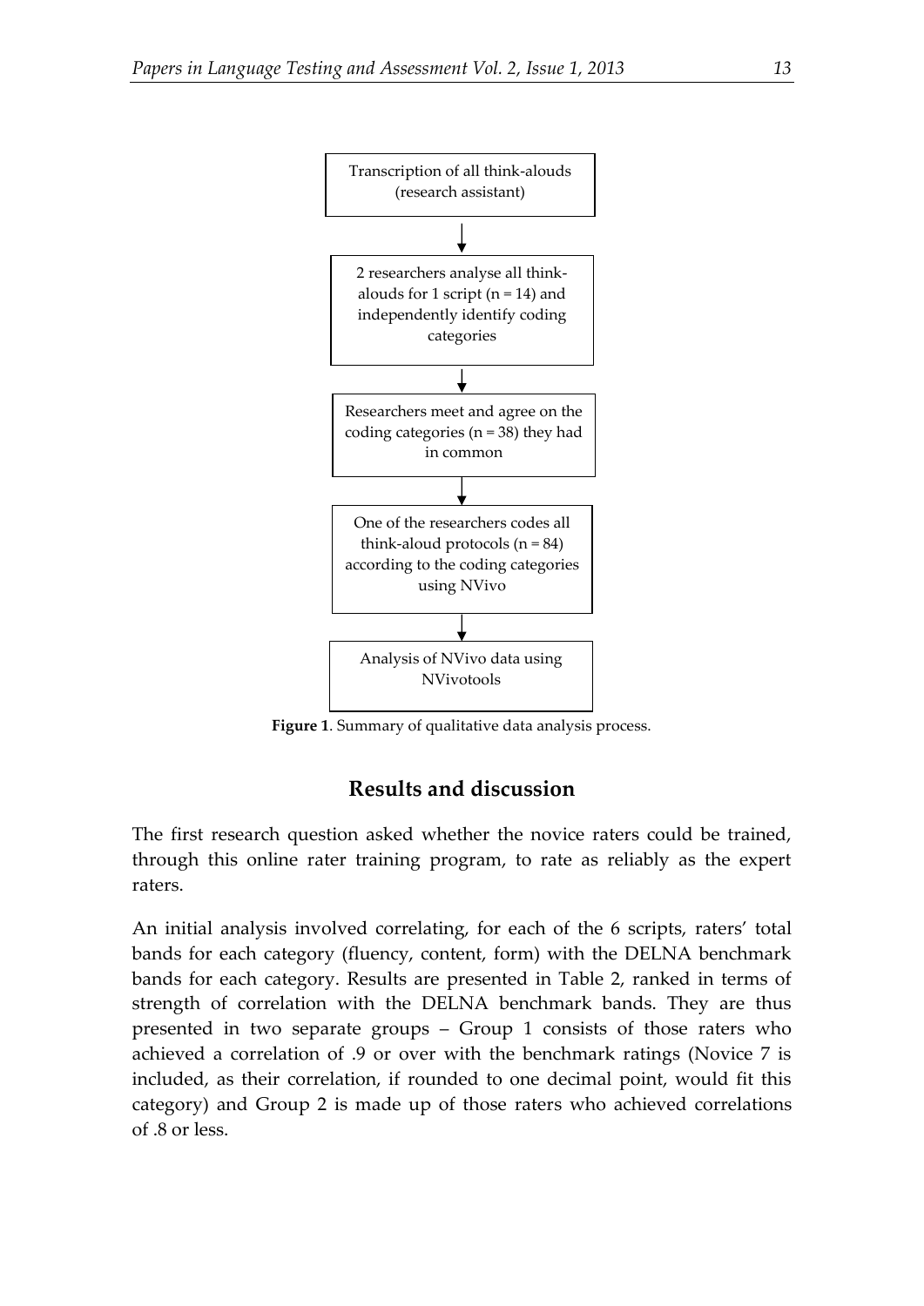Transcription of all think-alouds (research assistant)

↓

2 researchers analyse all think-alouds for 1 script (n = 14) and independently identify coding categories

↓

Researchers meet and agree on the coding categories (n = 38) they had in common

↓

One of the researchers codes all think-aloud protocols (n = 84) according to the coding categories using NVivo

↓

Analysis of NVivo data using NVivotools

**Figure 1**. Summary of qualitative data analysis process.

## Results and discussion

The first research question asked whether the novice raters could be trained, through this online rater training program, to rate as reliably as the expert raters.

An initial analysis involved correlating, for each of the 6 scripts, raters' total bands for each category (fluency, content, form) with the DELNA benchmark bands for each category. Results are presented in Table 2, ranked in terms of strength of correlation with the DELNA benchmark bands. They are thus presented in two separate groups – Group 1 consists of those raters who achieved a correlation of .9 or over with the benchmark ratings (Novice 7 is included, as their correlation, if rounded to one decimal point, would fit this category) and Group 2 is made up of those raters who achieved correlations of .8 or less.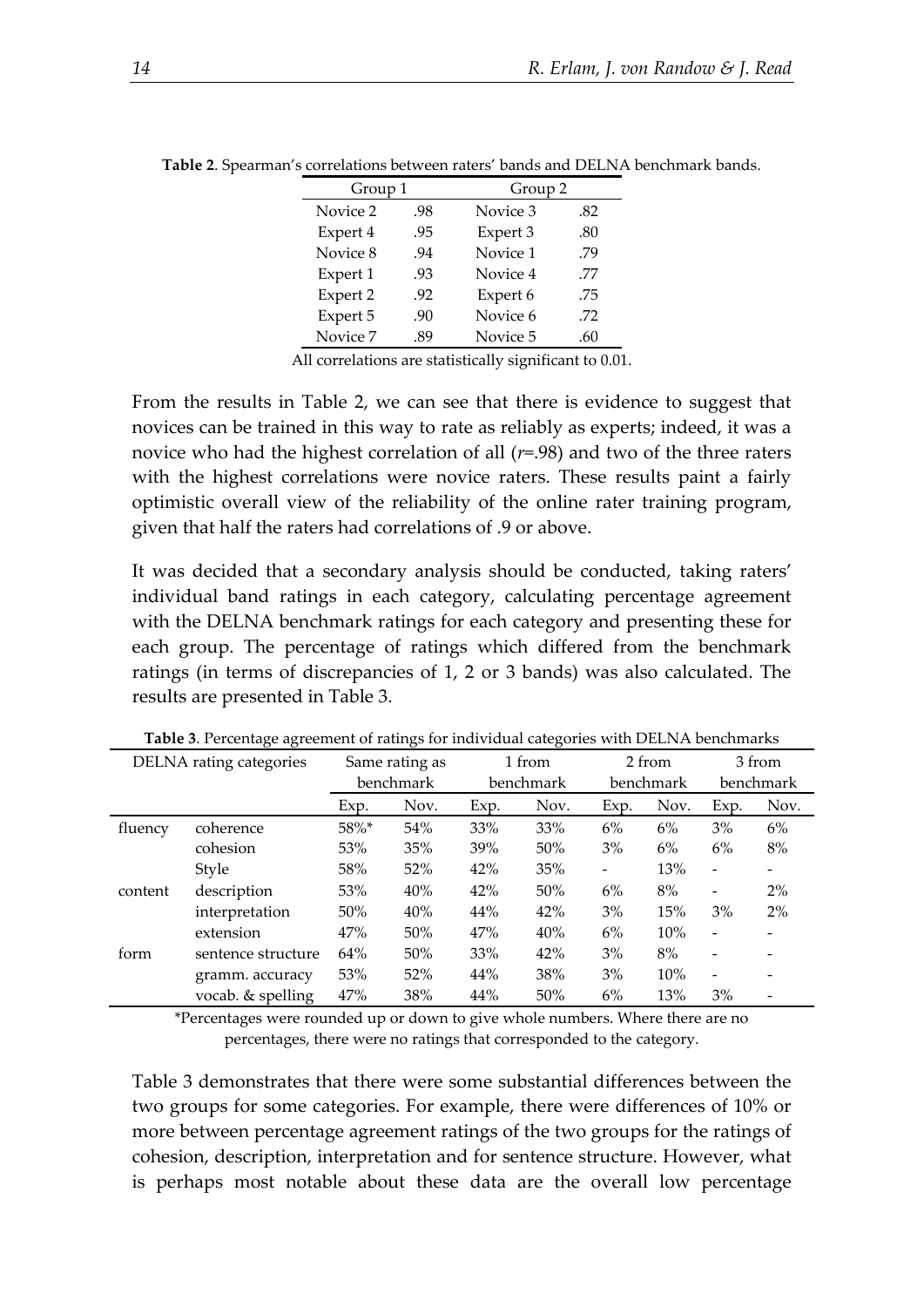**Table 2**. Spearman's correlations between raters' bands and DELNA benchmark bands.

| Group 1 | | Group 2 | |
|---|---|---|---|
| Novice 2 | .98 | Novice 3 | .82 |
| Expert 4 | .95 | Expert 3 | .80 |
| Novice 8 | .94 | Novice 1 | .79 |
| Expert 1 | .93 | Novice 4 | .77 |
| Expert 2 | .92 | Expert 6 | .75 |
| Expert 5 | .90 | Novice 6 | .72 |
| Novice 7 | .89 | Novice 5 | .60 |

All correlations are statistically significant to 0.01.

From the results in Table 2, we can see that there is evidence to suggest that novices can be trained in this way to rate as reliably as experts; indeed, it was a novice who had the highest correlation of all (*r*=.98) and two of the three raters with the highest correlations were novice raters. These results paint a fairly optimistic overall view of the reliability of the online rater training program, given that half the raters had correlations of .9 or above.

It was decided that a secondary analysis should be conducted, taking raters' individual band ratings in each category, calculating percentage agreement with the DELNA benchmark ratings for each category and presenting these for each group. The percentage of ratings which differed from the benchmark ratings (in terms of discrepancies of 1, 2 or 3 bands) was also calculated. The results are presented in Table 3.

**Table 3**. Percentage agreement of ratings for individual categories with DELNA benchmarks

| DELNA rating categories | | Same rating as benchmark | | 1 from benchmark | | 2 from benchmark | | 3 from benchmark | |
|---|---|---|---|---|---|---|---|---|---|
| | | Exp. | Nov. | Exp. | Nov. | Exp. | Nov. | Exp. | Nov. |
| fluency | coherence | 58%* | 54% | 33% | 33% | 6% | 6% | 3% | 6% |
| | cohesion | 53% | 35% | 39% | 50% | 3% | 6% | 6% | 8% |
| | Style | 58% | 52% | 42% | 35% | - | 13% | - | - |
| content | description | 53% | 40% | 42% | 50% | 6% | 8% | - | 2% |
| | interpretation | 50% | 40% | 44% | 42% | 3% | 15% | 3% | 2% |
| | extension | 47% | 50% | 47% | 40% | 6% | 10% | - | - |
| form | sentence structure | 64% | 50% | 33% | 42% | 3% | 8% | - | - |
| | gramm. accuracy | 53% | 52% | 44% | 38% | 3% | 10% | - | - |
| | vocab. & spelling | 47% | 38% | 44% | 50% | 6% | 13% | 3% | - |

*Percentages were rounded up or down to give whole numbers. Where there are no percentages, there were no ratings that corresponded to the category.

Table 3 demonstrates that there were some substantial differences between the two groups for some categories. For example, there were differences of 10% or more between percentage agreement ratings of the two groups for the ratings of cohesion, description, interpretation and for sentence structure. However, what is perhaps most notable about these data are the overall low percentage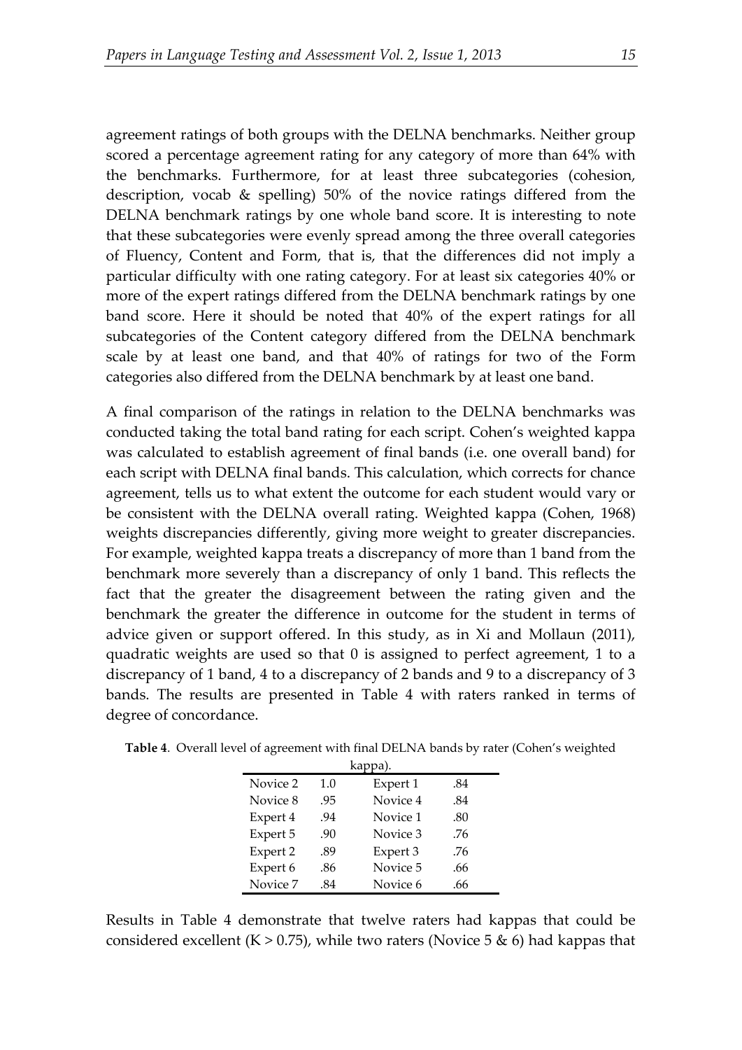agreement ratings of both groups with the DELNA benchmarks. Neither group scored a percentage agreement rating for any category of more than 64% with the benchmarks. Furthermore, for at least three subcategories (cohesion, description, vocab & spelling) 50% of the novice ratings differed from the DELNA benchmark ratings by one whole band score. It is interesting to note that these subcategories were evenly spread among the three overall categories of Fluency, Content and Form, that is, that the differences did not imply a particular difficulty with one rating category. For at least six categories 40% or more of the expert ratings differed from the DELNA benchmark ratings by one band score. Here it should be noted that 40% of the expert ratings for all subcategories of the Content category differed from the DELNA benchmark scale by at least one band, and that 40% of ratings for two of the Form categories also differed from the DELNA benchmark by at least one band.

A final comparison of the ratings in relation to the DELNA benchmarks was conducted taking the total band rating for each script. Cohen's weighted kappa was calculated to establish agreement of final bands (i.e. one overall band) for each script with DELNA final bands. This calculation, which corrects for chance agreement, tells us to what extent the outcome for each student would vary or be consistent with the DELNA overall rating. Weighted kappa (Cohen, 1968) weights discrepancies differently, giving more weight to greater discrepancies. For example, weighted kappa treats a discrepancy of more than 1 band from the benchmark more severely than a discrepancy of only 1 band. This reflects the fact that the greater the disagreement between the rating given and the benchmark the greater the difference in outcome for the student in terms of advice given or support offered. In this study, as in Xi and Mollaun (2011), quadratic weights are used so that 0 is assigned to perfect agreement, 1 to a discrepancy of 1 band, 4 to a discrepancy of 2 bands and 9 to a discrepancy of 3 bands. The results are presented in Table 4 with raters ranked in terms of degree of concordance.

**Table 4**. Overall level of agreement with final DELNA bands by rater (Cohen's weighted kappa).

| | | | |
|---|---|---|---|
| Novice 2 | 1.0 | Expert 1 | .84 |
| Novice 8 | .95 | Novice 4 | .84 |
| Expert 4 | .94 | Novice 1 | .80 |
| Expert 5 | .90 | Novice 3 | .76 |
| Expert 2 | .89 | Expert 3 | .76 |
| Expert 6 | .86 | Novice 5 | .66 |
| Novice 7 | .84 | Novice 6 | .66 |

Results in Table 4 demonstrate that twelve raters had kappas that could be considered excellent ($K > 0.75$), while two raters (Novice 5 & 6) had kappas that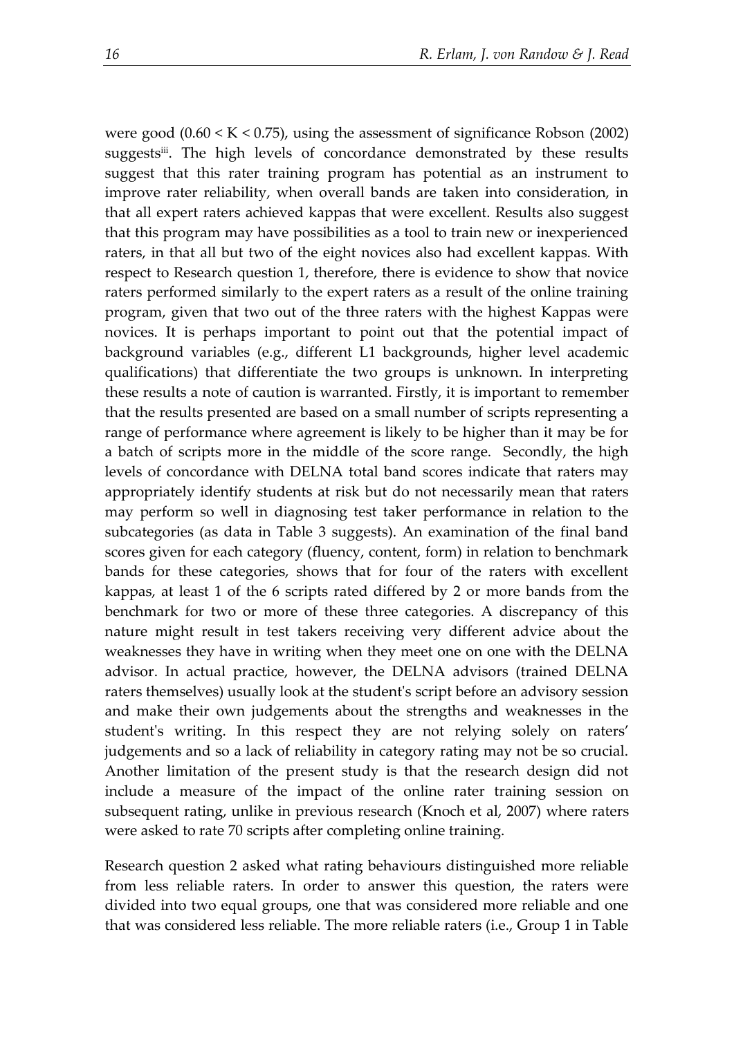were good ($0.60 < K < 0.75$), using the assessment of significance Robson (2002) suggests[iii]. The high levels of concordance demonstrated by these results suggest that this rater training program has potential as an instrument to improve rater reliability, when overall bands are taken into consideration, in that all expert raters achieved kappas that were excellent. Results also suggest that this program may have possibilities as a tool to train new or inexperienced raters, in that all but two of the eight novices also had excellent kappas. With respect to Research question 1, therefore, there is evidence to show that novice raters performed similarly to the expert raters as a result of the online training program, given that two out of the three raters with the highest Kappas were novices. It is perhaps important to point out that the potential impact of background variables (e.g., different L1 backgrounds, higher level academic qualifications) that differentiate the two groups is unknown. In interpreting these results a note of caution is warranted. Firstly, it is important to remember that the results presented are based on a small number of scripts representing a range of performance where agreement is likely to be higher than it may be for a batch of scripts more in the middle of the score range. Secondly, the high levels of concordance with DELNA total band scores indicate that raters may appropriately identify students at risk but do not necessarily mean that raters may perform so well in diagnosing test taker performance in relation to the subcategories (as data in Table 3 suggests). An examination of the final band scores given for each category (fluency, content, form) in relation to benchmark bands for these categories, shows that for four of the raters with excellent kappas, at least 1 of the 6 scripts rated differed by 2 or more bands from the benchmark for two or more of these three categories. A discrepancy of this nature might result in test takers receiving very different advice about the weaknesses they have in writing when they meet one on one with the DELNA advisor. In actual practice, however, the DELNA advisors (trained DELNA raters themselves) usually look at the student's script before an advisory session and make their own judgements about the strengths and weaknesses in the student's writing. In this respect they are not relying solely on raters' judgements and so a lack of reliability in category rating may not be so crucial. Another limitation of the present study is that the research design did not include a measure of the impact of the online rater training session on subsequent rating, unlike in previous research (Knoch et al, 2007) where raters were asked to rate 70 scripts after completing online training.

Research question 2 asked what rating behaviours distinguished more reliable from less reliable raters. In order to answer this question, the raters were divided into two equal groups, one that was considered more reliable and one that was considered less reliable. The more reliable raters (i.e., Group 1 in Table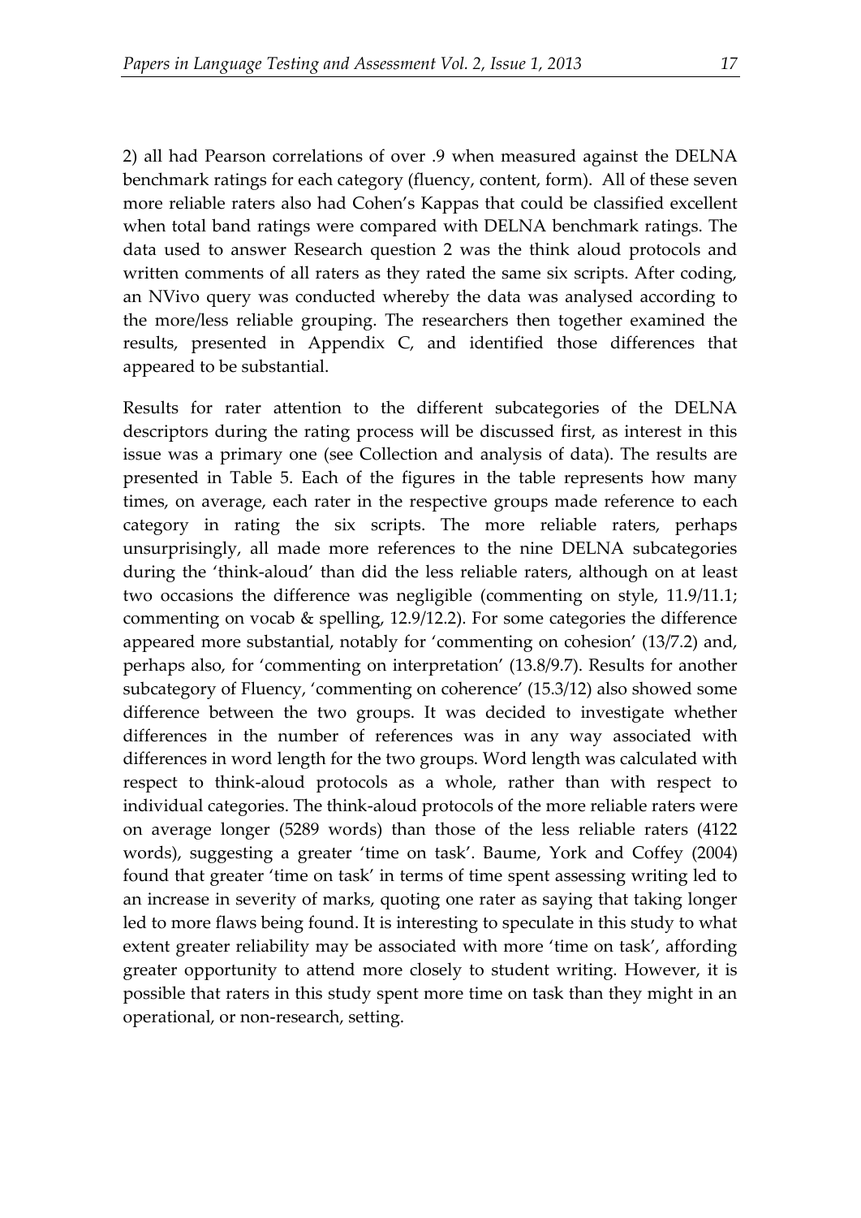2) all had Pearson correlations of over .9 when measured against the DELNA benchmark ratings for each category (fluency, content, form). All of these seven more reliable raters also had Cohen's Kappas that could be classified excellent when total band ratings were compared with DELNA benchmark ratings. The data used to answer Research question 2 was the think aloud protocols and written comments of all raters as they rated the same six scripts. After coding, an NVivo query was conducted whereby the data was analysed according to the more/less reliable grouping. The researchers then together examined the results, presented in Appendix C, and identified those differences that appeared to be substantial.

Results for rater attention to the different subcategories of the DELNA descriptors during the rating process will be discussed first, as interest in this issue was a primary one (see Collection and analysis of data). The results are presented in Table 5. Each of the figures in the table represents how many times, on average, each rater in the respective groups made reference to each category in rating the six scripts. The more reliable raters, perhaps unsurprisingly, all made more references to the nine DELNA subcategories during the 'think-aloud' than did the less reliable raters, although on at least two occasions the difference was negligible (commenting on style, 11.9/11.1; commenting on vocab & spelling, 12.9/12.2). For some categories the difference appeared more substantial, notably for 'commenting on cohesion' (13/7.2) and, perhaps also, for 'commenting on interpretation' (13.8/9.7). Results for another subcategory of Fluency, 'commenting on coherence' (15.3/12) also showed some difference between the two groups. It was decided to investigate whether differences in the number of references was in any way associated with differences in word length for the two groups. Word length was calculated with respect to think-aloud protocols as a whole, rather than with respect to individual categories. The think-aloud protocols of the more reliable raters were on average longer (5289 words) than those of the less reliable raters (4122 words), suggesting a greater 'time on task'. Baume, York and Coffey (2004) found that greater 'time on task' in terms of time spent assessing writing led to an increase in severity of marks, quoting one rater as saying that taking longer led to more flaws being found. It is interesting to speculate in this study to what extent greater reliability may be associated with more 'time on task', affording greater opportunity to attend more closely to student writing. However, it is possible that raters in this study spent more time on task than they might in an operational, or non-research, setting.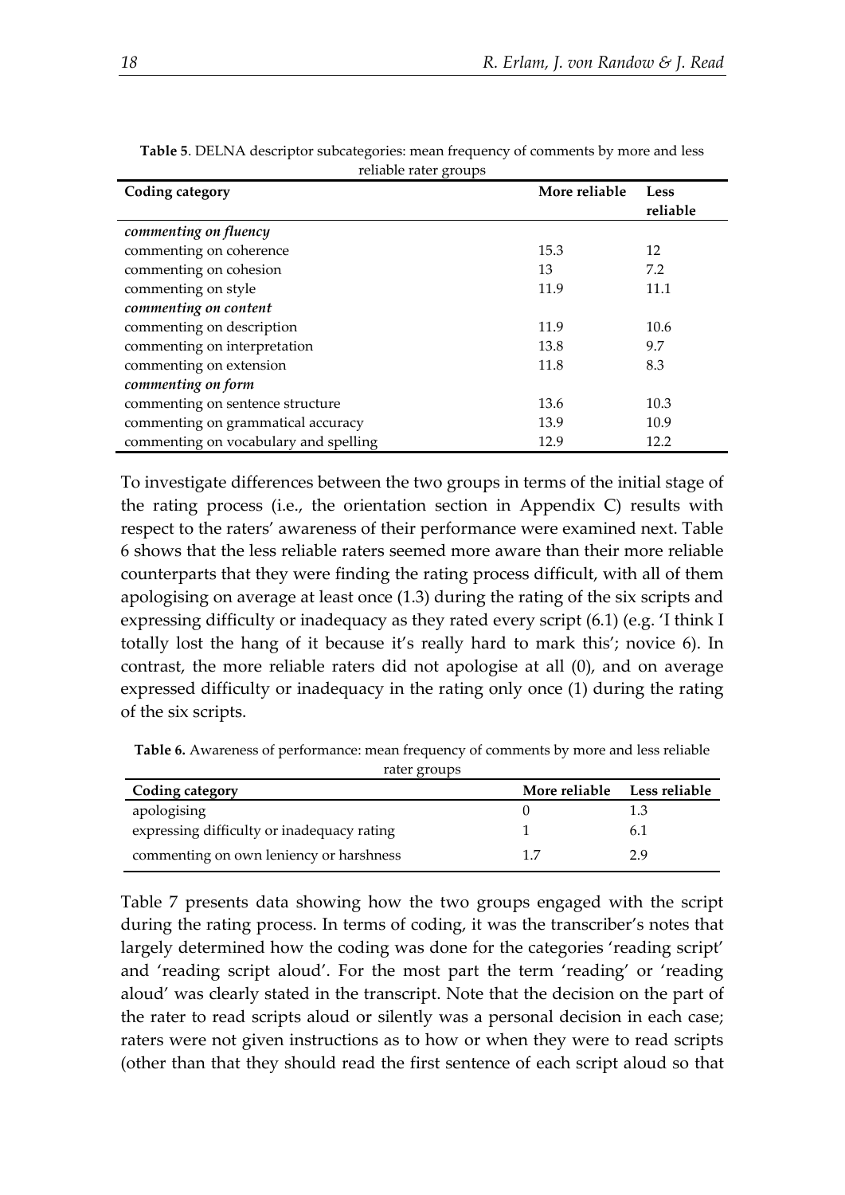**Table 5**. DELNA descriptor subcategories: mean frequency of comments by more and less reliable rater groups

| Coding category | More reliable | Less reliable |
|---|---|---|
| *commenting on fluency* | | |
| commenting on coherence | 15.3 | 12 |
| commenting on cohesion | 13 | 7.2 |
| commenting on style | 11.9 | 11.1 |
| *commenting on content* | | |
| commenting on description | 11.9 | 10.6 |
| commenting on interpretation | 13.8 | 9.7 |
| commenting on extension | 11.8 | 8.3 |
| *commenting on form* | | |
| commenting on sentence structure | 13.6 | 10.3 |
| commenting on grammatical accuracy | 13.9 | 10.9 |
| commenting on vocabulary and spelling | 12.9 | 12.2 |

To investigate differences between the two groups in terms of the initial stage of the rating process (i.e., the orientation section in Appendix C) results with respect to the raters' awareness of their performance were examined next. Table 6 shows that the less reliable raters seemed more aware than their more reliable counterparts that they were finding the rating process difficult, with all of them apologising on average at least once (1.3) during the rating of the six scripts and expressing difficulty or inadequacy as they rated every script (6.1) (e.g. 'I think I totally lost the hang of it because it's really hard to mark this'; novice 6). In contrast, the more reliable raters did not apologise at all (0), and on average expressed difficulty or inadequacy in the rating only once (1) during the rating of the six scripts.

**Table 6.** Awareness of performance: mean frequency of comments by more and less reliable rater groups

| Coding category | More reliable | Less reliable |
|---|---|---|
| apologising | 0 | 1.3 |
| expressing difficulty or inadequacy rating | 1 | 6.1 |
| commenting on own leniency or harshness | 1.7 | 2.9 |

Table 7 presents data showing how the two groups engaged with the script during the rating process. In terms of coding, it was the transcriber's notes that largely determined how the coding was done for the categories 'reading script' and 'reading script aloud'. For the most part the term 'reading' or 'reading aloud' was clearly stated in the transcript. Note that the decision on the part of the rater to read scripts aloud or silently was a personal decision in each case; raters were not given instructions as to how or when they were to read scripts (other than that they should read the first sentence of each script aloud so that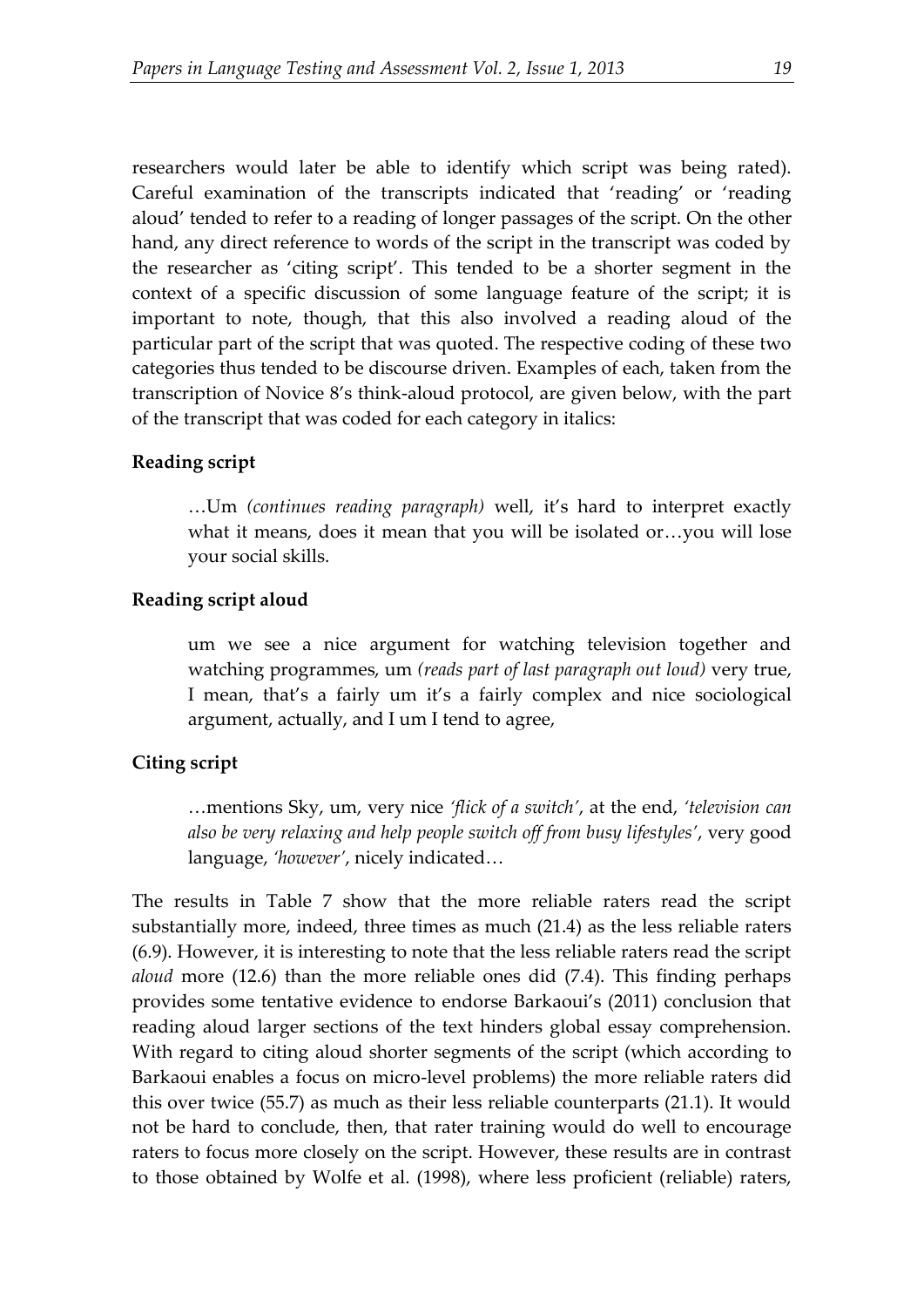researchers would later be able to identify which script was being rated). Careful examination of the transcripts indicated that 'reading' or 'reading aloud' tended to refer to a reading of longer passages of the script. On the other hand, any direct reference to words of the script in the transcript was coded by the researcher as 'citing script'. This tended to be a shorter segment in the context of a specific discussion of some language feature of the script; it is important to note, though, that this also involved a reading aloud of the particular part of the script that was quoted. The respective coding of these two categories thus tended to be discourse driven. Examples of each, taken from the transcription of Novice 8's think-aloud protocol, are given below, with the part of the transcript that was coded for each category in italics:

**Reading script**

> …Um *(continues reading paragraph)* well, it's hard to interpret exactly what it means, does it mean that you will be isolated or…you will lose your social skills.

**Reading script aloud**

> um we see a nice argument for watching television together and watching programmes, um *(reads part of last paragraph out loud)* very true, I mean, that's a fairly um it's a fairly complex and nice sociological argument, actually, and I um I tend to agree,

**Citing script**

> …mentions Sky, um, very nice *'flick of a switch'*, at the end, *'television can also be very relaxing and help people switch off from busy lifestyles'*, very good language, *'however'*, nicely indicated…

The results in Table 7 show that the more reliable raters read the script substantially more, indeed, three times as much (21.4) as the less reliable raters (6.9). However, it is interesting to note that the less reliable raters read the script *aloud* more (12.6) than the more reliable ones did (7.4). This finding perhaps provides some tentative evidence to endorse Barkaoui's (2011) conclusion that reading aloud larger sections of the text hinders global essay comprehension. With regard to citing aloud shorter segments of the script (which according to Barkaoui enables a focus on micro-level problems) the more reliable raters did this over twice (55.7) as much as their less reliable counterparts (21.1). It would not be hard to conclude, then, that rater training would do well to encourage raters to focus more closely on the script. However, these results are in contrast to those obtained by Wolfe et al. (1998), where less proficient (reliable) raters,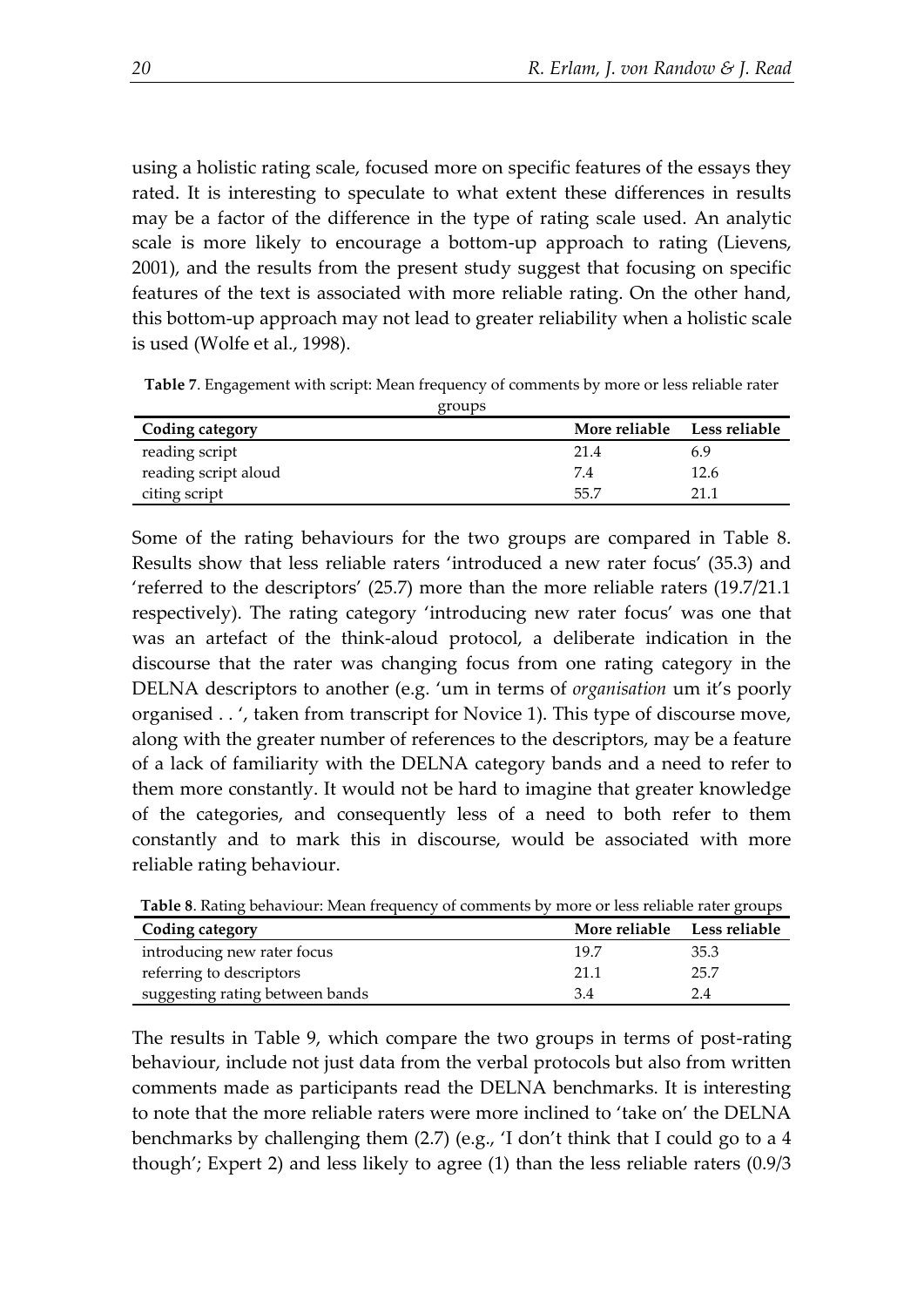using a holistic rating scale, focused more on specific features of the essays they rated. It is interesting to speculate to what extent these differences in results may be a factor of the difference in the type of rating scale used. An analytic scale is more likely to encourage a bottom-up approach to rating (Lievens, 2001), and the results from the present study suggest that focusing on specific features of the text is associated with more reliable rating. On the other hand, this bottom-up approach may not lead to greater reliability when a holistic scale is used (Wolfe et al., 1998).

**Table 7**. Engagement with script: Mean frequency of comments by more or less reliable rater groups

| Coding category | More reliable | Less reliable |
|---|---|---|
| reading script | 21.4 | 6.9 |
| reading script aloud | 7.4 | 12.6 |
| citing script | 55.7 | 21.1 |

Some of the rating behaviours for the two groups are compared in Table 8. Results show that less reliable raters 'introduced a new rater focus' (35.3) and 'referred to the descriptors' (25.7) more than the more reliable raters (19.7/21.1 respectively). The rating category 'introducing new rater focus' was one that was an artefact of the think-aloud protocol, a deliberate indication in the discourse that the rater was changing focus from one rating category in the DELNA descriptors to another (e.g. 'um in terms of *organisation* um it's poorly organised . . ', taken from transcript for Novice 1). This type of discourse move, along with the greater number of references to the descriptors, may be a feature of a lack of familiarity with the DELNA category bands and a need to refer to them more constantly. It would not be hard to imagine that greater knowledge of the categories, and consequently less of a need to both refer to them constantly and to mark this in discourse, would be associated with more reliable rating behaviour.

**Table 8**. Rating behaviour: Mean frequency of comments by more or less reliable rater groups

| Coding category | More reliable | Less reliable |
|---|---|---|
| introducing new rater focus | 19.7 | 35.3 |
| referring to descriptors | 21.1 | 25.7 |
| suggesting rating between bands | 3.4 | 2.4 |

The results in Table 9, which compare the two groups in terms of post-rating behaviour, include not just data from the verbal protocols but also from written comments made as participants read the DELNA benchmarks. It is interesting to note that the more reliable raters were more inclined to 'take on' the DELNA benchmarks by challenging them (2.7) (e.g., 'I don't think that I could go to a 4 though'; Expert 2) and less likely to agree (1) than the less reliable raters (0.9/3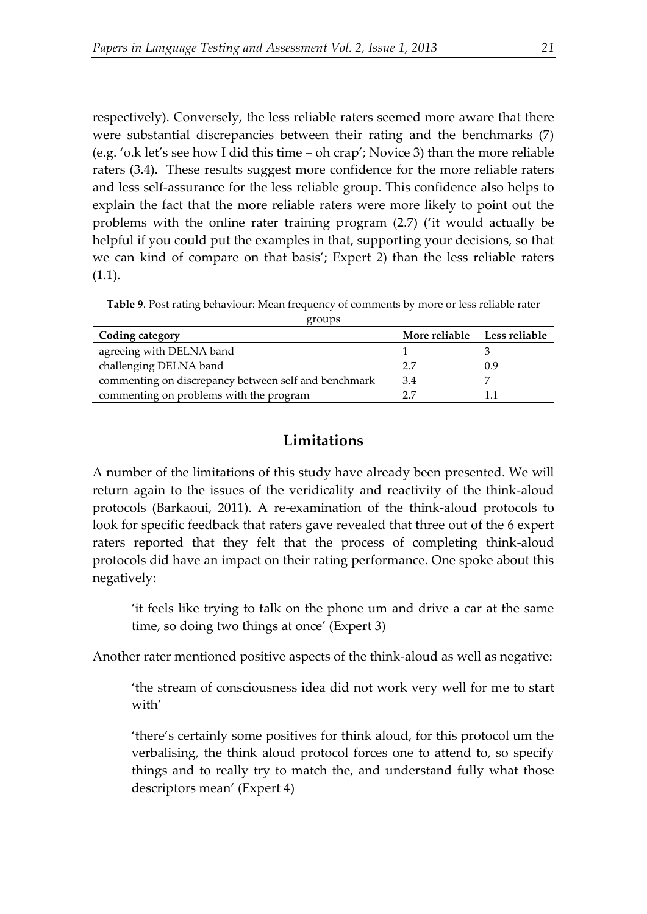respectively). Conversely, the less reliable raters seemed more aware that there were substantial discrepancies between their rating and the benchmarks (7) (e.g. 'o.k let's see how I did this time – oh crap'; Novice 3) than the more reliable raters (3.4). These results suggest more confidence for the more reliable raters and less self-assurance for the less reliable group. This confidence also helps to explain the fact that the more reliable raters were more likely to point out the problems with the online rater training program (2.7) ('it would actually be helpful if you could put the examples in that, supporting your decisions, so that we can kind of compare on that basis'; Expert 2) than the less reliable raters (1.1).

**Table 9**. Post rating behaviour: Mean frequency of comments by more or less reliable rater groups

| Coding category | More reliable | Less reliable |
|---|---|---|
| agreeing with DELNA band | 1 | 3 |
| challenging DELNA band | 2.7 | 0.9 |
| commenting on discrepancy between self and benchmark | 3.4 | 7 |
| commenting on problems with the program | 2.7 | 1.1 |

## Limitations

A number of the limitations of this study have already been presented. We will return again to the issues of the veridicality and reactivity of the think-aloud protocols (Barkaoui, 2011). A re-examination of the think-aloud protocols to look for specific feedback that raters gave revealed that three out of the 6 expert raters reported that they felt that the process of completing think-aloud protocols did have an impact on their rating performance. One spoke about this negatively:

> 'it feels like trying to talk on the phone um and drive a car at the same time, so doing two things at once' (Expert 3)

Another rater mentioned positive aspects of the think-aloud as well as negative:

> 'the stream of consciousness idea did not work very well for me to start with'
>
> 'there's certainly some positives for think aloud, for this protocol um the verbalising, the think aloud protocol forces one to attend to, so specify things and to really try to match the, and understand fully what those descriptors mean' (Expert 4)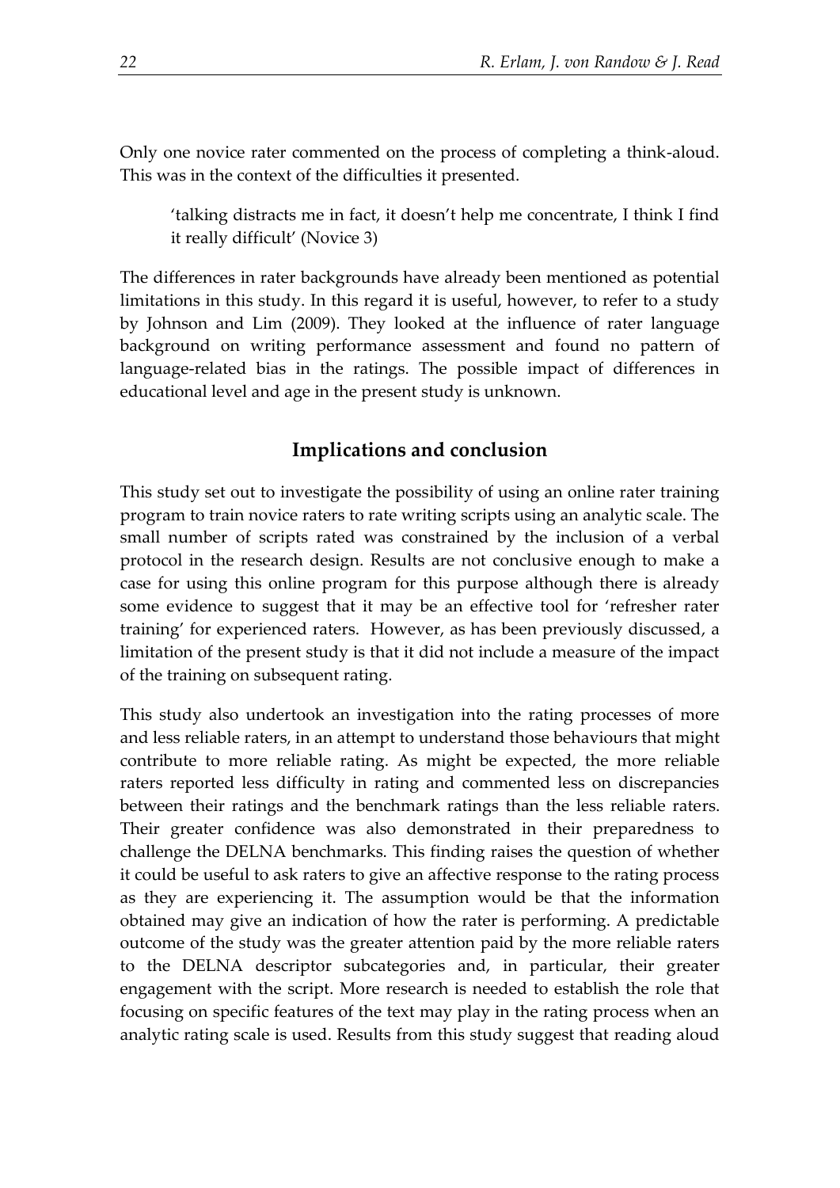Only one novice rater commented on the process of completing a think-aloud. This was in the context of the difficulties it presented.

> 'talking distracts me in fact, it doesn't help me concentrate, I think I find it really difficult' (Novice 3)

The differences in rater backgrounds have already been mentioned as potential limitations in this study. In this regard it is useful, however, to refer to a study by Johnson and Lim (2009). They looked at the influence of rater language background on writing performance assessment and found no pattern of language-related bias in the ratings. The possible impact of differences in educational level and age in the present study is unknown.

## Implications and conclusion

This study set out to investigate the possibility of using an online rater training program to train novice raters to rate writing scripts using an analytic scale. The small number of scripts rated was constrained by the inclusion of a verbal protocol in the research design. Results are not conclusive enough to make a case for using this online program for this purpose although there is already some evidence to suggest that it may be an effective tool for 'refresher rater training' for experienced raters. However, as has been previously discussed, a limitation of the present study is that it did not include a measure of the impact of the training on subsequent rating.

This study also undertook an investigation into the rating processes of more and less reliable raters, in an attempt to understand those behaviours that might contribute to more reliable rating. As might be expected, the more reliable raters reported less difficulty in rating and commented less on discrepancies between their ratings and the benchmark ratings than the less reliable raters. Their greater confidence was also demonstrated in their preparedness to challenge the DELNA benchmarks. This finding raises the question of whether it could be useful to ask raters to give an affective response to the rating process as they are experiencing it. The assumption would be that the information obtained may give an indication of how the rater is performing. A predictable outcome of the study was the greater attention paid by the more reliable raters to the DELNA descriptor subcategories and, in particular, their greater engagement with the script. More research is needed to establish the role that focusing on specific features of the text may play in the rating process when an analytic rating scale is used. Results from this study suggest that reading aloud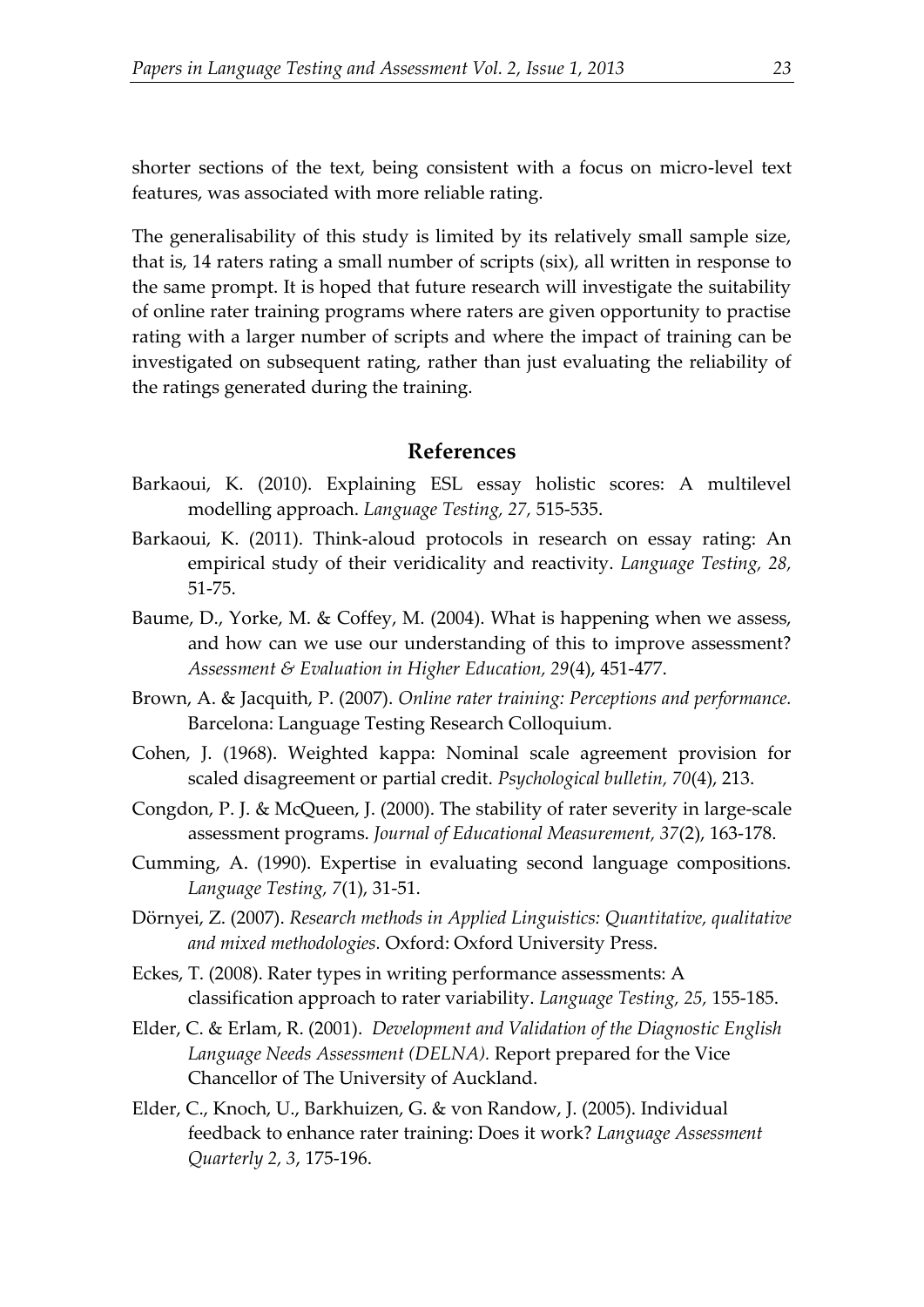shorter sections of the text, being consistent with a focus on micro-level text features, was associated with more reliable rating.

The generalisability of this study is limited by its relatively small sample size, that is, 14 raters rating a small number of scripts (six), all written in response to the same prompt. It is hoped that future research will investigate the suitability of online rater training programs where raters are given opportunity to practise rating with a larger number of scripts and where the impact of training can be investigated on subsequent rating, rather than just evaluating the reliability of the ratings generated during the training.

## References

Barkaoui, K. (2010). Explaining ESL essay holistic scores: A multilevel modelling approach. *Language Testing, 27,* 515-535.

Barkaoui, K. (2011). Think-aloud protocols in research on essay rating: An empirical study of their veridicality and reactivity. *Language Testing, 28,* 51-75.

Baume, D., Yorke, M. & Coffey, M. (2004). What is happening when we assess, and how can we use our understanding of this to improve assessment? *Assessment & Evaluation in Higher Education, 29*(4), 451-477.

Brown, A. & Jacquith, P. (2007). *Online rater training: Perceptions and performance.* Barcelona: Language Testing Research Colloquium.

Cohen, J. (1968). Weighted kappa: Nominal scale agreement provision for scaled disagreement or partial credit. *Psychological bulletin, 70*(4), 213.

Congdon, P. J. & McQueen, J. (2000). The stability of rater severity in large-scale assessment programs. *Journal of Educational Measurement, 37*(2), 163-178.

Cumming, A. (1990). Expertise in evaluating second language compositions. *Language Testing, 7*(1), 31-51.

Dörnyei, Z. (2007). *Research methods in Applied Linguistics: Quantitative, qualitative and mixed methodologies.* Oxford: Oxford University Press.

Eckes, T. (2008). Rater types in writing performance assessments: A classification approach to rater variability. *Language Testing, 25,* 155-185.

Elder, C. & Erlam, R. (2001). *Development and Validation of the Diagnostic English Language Needs Assessment (DELNA).* Report prepared for the Vice Chancellor of The University of Auckland.

Elder, C., Knoch, U., Barkhuizen, G. & von Randow, J. (2005). Individual feedback to enhance rater training: Does it work? *Language Assessment Quarterly 2, 3*, 175-196.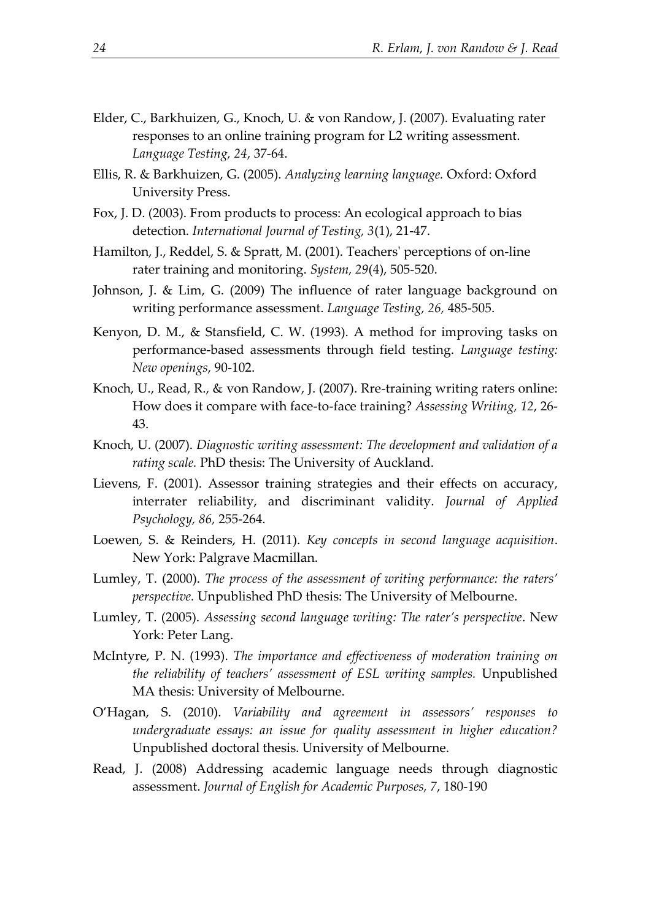Elder, C., Barkhuizen, G., Knoch, U. & von Randow, J. (2007). Evaluating rater responses to an online training program for L2 writing assessment. *Language Testing, 24*, 37-64.

Ellis, R. & Barkhuizen, G. (2005). *Analyzing learning language.* Oxford: Oxford University Press.

Fox, J. D. (2003). From products to process: An ecological approach to bias detection. *International Journal of Testing, 3*(1), 21-47.

Hamilton, J., Reddel, S. & Spratt, M. (2001). Teachers' perceptions of on-line rater training and monitoring. *System, 29*(4), 505-520.

Johnson, J. & Lim, G. (2009) The influence of rater language background on writing performance assessment. *Language Testing, 26,* 485-505.

Kenyon, D. M., & Stansfield, C. W. (1993). A method for improving tasks on performance-based assessments through field testing. *Language testing: New openings*, 90-102.

Knoch, U., Read, R., & von Randow, J. (2007). Rre-training writing raters online: How does it compare with face-to-face training? *Assessing Writing, 12*, 26-43.

Knoch, U. (2007). *Diagnostic writing assessment: The development and validation of a rating scale.* PhD thesis: The University of Auckland.

Lievens, F. (2001). Assessor training strategies and their effects on accuracy, interrater reliability, and discriminant validity. *Journal of Applied Psychology, 86,* 255-264.

Loewen, S. & Reinders, H. (2011). *Key concepts in second language acquisition*. New York: Palgrave Macmillan.

Lumley, T. (2000). *The process of the assessment of writing performance: the raters' perspective.* Unpublished PhD thesis: The University of Melbourne.

Lumley, T. (2005). *Assessing second language writing: The rater's perspective*. New York: Peter Lang.

McIntyre, P. N. (1993). *The importance and effectiveness of moderation training on the reliability of teachers' assessment of ESL writing samples.* Unpublished MA thesis: University of Melbourne.

O'Hagan, S. (2010). *Variability and agreement in assessors' responses to undergraduate essays: an issue for quality assessment in higher education?* Unpublished doctoral thesis. University of Melbourne.

Read, J. (2008) Addressing academic language needs through diagnostic assessment. *Journal of English for Academic Purposes, 7*, 180-190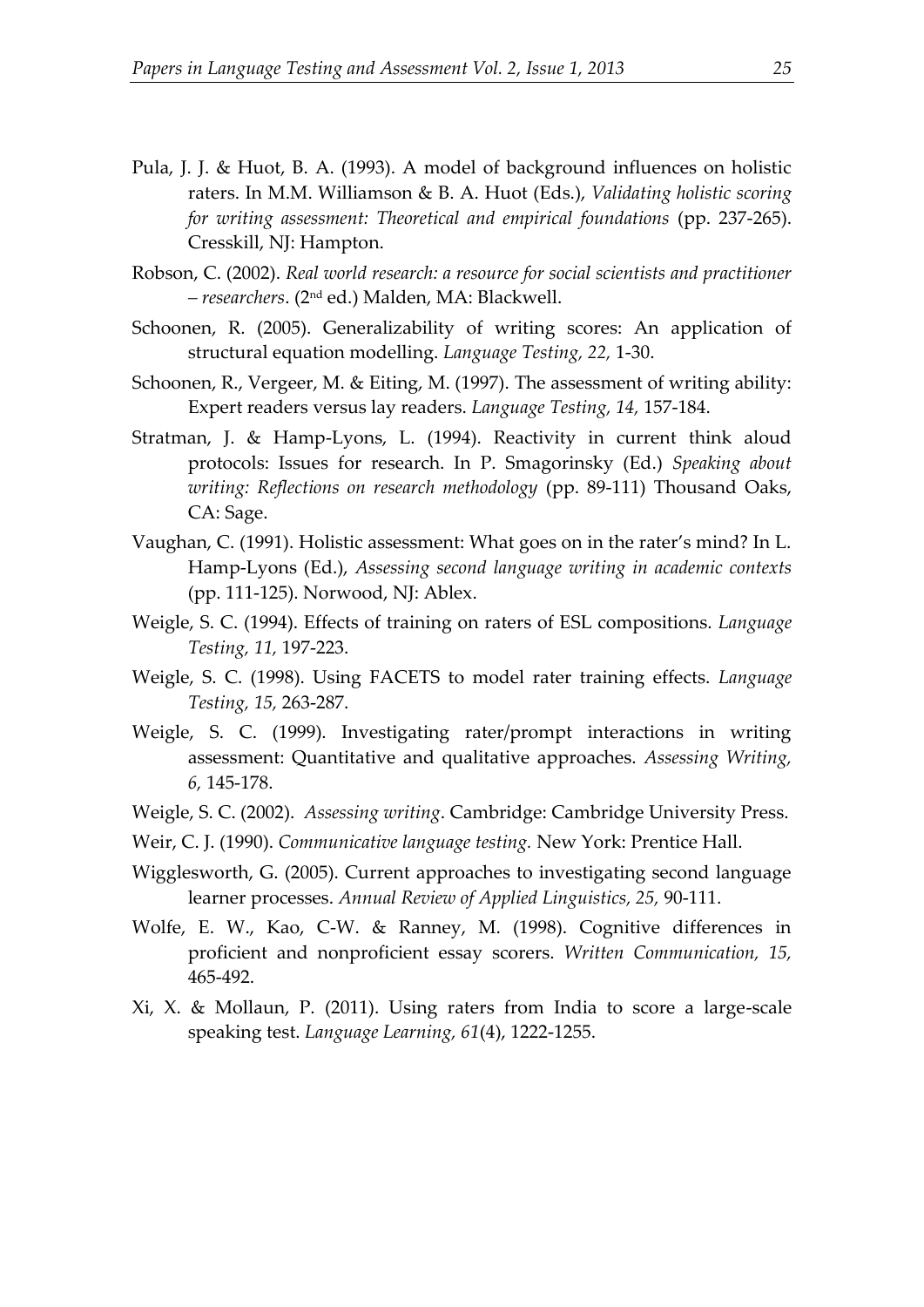Pula, J. J. & Huot, B. A. (1993). A model of background influences on holistic raters. In M.M. Williamson & B. A. Huot (Eds.), *Validating holistic scoring for writing assessment: Theoretical and empirical foundations* (pp. 237-265). Cresskill, NJ: Hampton.

Robson, C. (2002). *Real world research: a resource for social scientists and practitioner – researchers*. (2nd ed.) Malden, MA: Blackwell.

Schoonen, R. (2005). Generalizability of writing scores: An application of structural equation modelling. *Language Testing, 22,* 1-30.

Schoonen, R., Vergeer, M. & Eiting, M. (1997). The assessment of writing ability: Expert readers versus lay readers. *Language Testing, 14,* 157-184.

Stratman, J. & Hamp-Lyons, L. (1994). Reactivity in current think aloud protocols: Issues for research. In P. Smagorinsky (Ed.) *Speaking about writing: Reflections on research methodology* (pp. 89-111) Thousand Oaks, CA: Sage.

Vaughan, C. (1991). Holistic assessment: What goes on in the rater's mind? In L. Hamp-Lyons (Ed.), *Assessing second language writing in academic contexts* (pp. 111-125). Norwood, NJ: Ablex.

Weigle, S. C. (1994). Effects of training on raters of ESL compositions. *Language Testing, 11,* 197-223.

Weigle, S. C. (1998). Using FACETS to model rater training effects. *Language Testing, 15,* 263-287.

Weigle, S. C. (1999). Investigating rater/prompt interactions in writing assessment: Quantitative and qualitative approaches. *Assessing Writing, 6,* 145-178.

Weigle, S. C. (2002). *Assessing writing*. Cambridge: Cambridge University Press.

Weir, C. J. (1990). *Communicative language testing.* New York: Prentice Hall.

Wigglesworth, G. (2005). Current approaches to investigating second language learner processes. *Annual Review of Applied Linguistics, 25,* 90-111.

Wolfe, E. W., Kao, C-W. & Ranney, M. (1998). Cognitive differences in proficient and nonproficient essay scorers. *Written Communication, 15,* 465-492.

Xi, X. & Mollaun, P. (2011). Using raters from India to score a large-scale speaking test. *Language Learning, 61*(4), 1222-1255.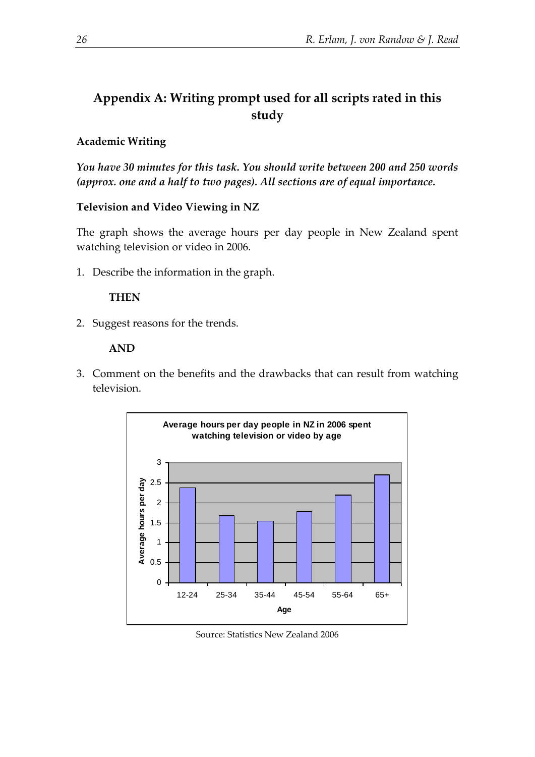## Appendix A: Writing prompt used for all scripts rated in this study

**Academic Writing**

***You have 30 minutes for this task. You should write between 200 and 250 words (approx. one and a half to two pages). All sections are of equal importance.***

**Television and Video Viewing in NZ**

The graph shows the average hours per day people in New Zealand spent watching television or video in 2006.

1. Describe the information in the graph.

   **THEN**

2. Suggest reasons for the trends.

   **AND**

3. Comment on the benefits and the drawbacks that can result from watching television.

**Average hours per day people in NZ in 2006 spent watching television or video by age**

| Age | Average hours per day |
|---|---|
| 12-24 | 2.4 |
| 25-34 | 1.7 |
| 35-44 | 1.55 |
| 45-54 | 1.8 |
| 55-64 | 2.2 |
| 65+ | 2.7 |

Source: Statistics New Zealand 2006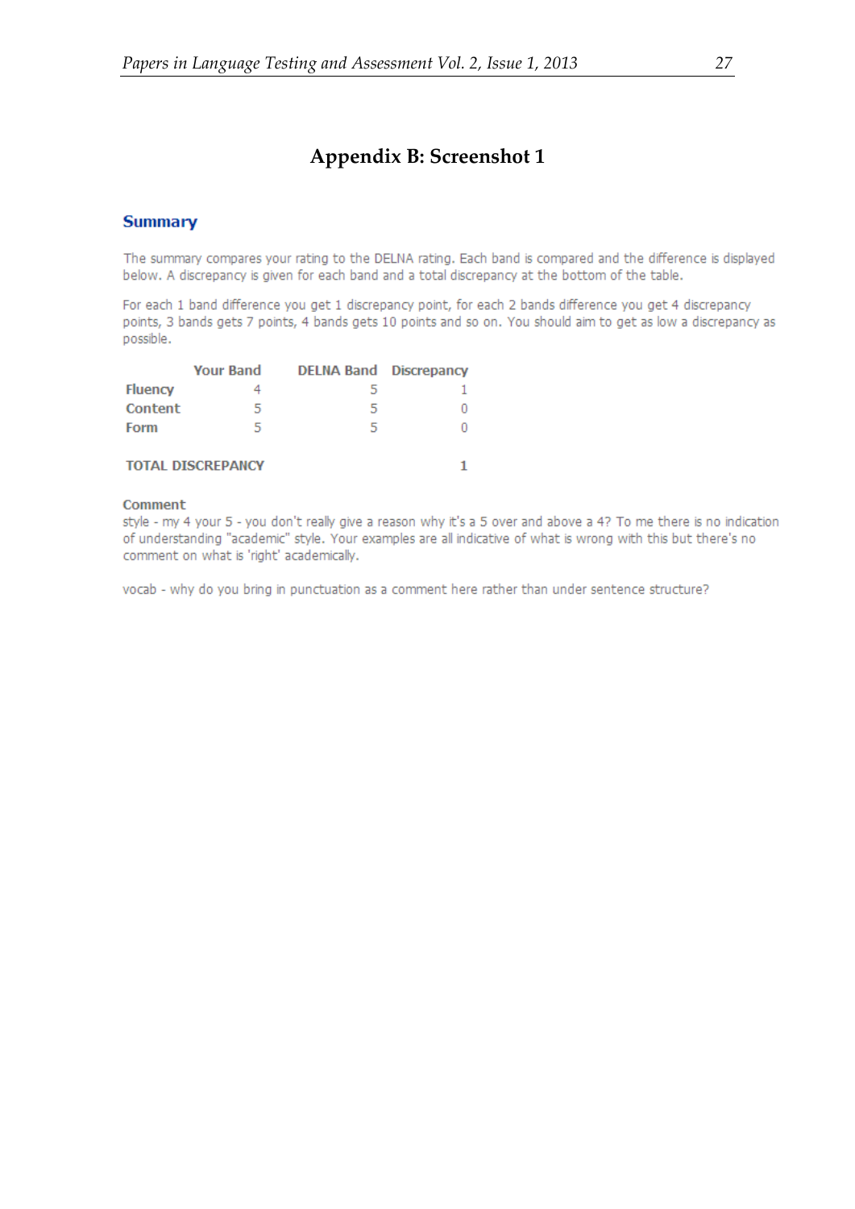# Appendix B: Screenshot 1

## Summary

The summary compares your rating to the DELNA rating. Each band is compared and the difference is displayed below. A discrepancy is given for each band and a total discrepancy at the bottom of the table.

For each 1 band difference you get 1 discrepancy point, for each 2 bands difference you get 4 discrepancy points, 3 bands gets 7 points, 4 bands gets 10 points and so on. You should aim to get as low a discrepancy as possible.

| | Your Band | DELNA Band | Discrepancy |
|---|---|---|---|
| **Fluency** | 4 | 5 | 1 |
| **Content** | 5 | 5 | 0 |
| **Form** | 5 | 5 | 0 |
| | | | |
| **TOTAL DISCREPANCY** | | | **1** |

**Comment**

style - my 4 your 5 - you don't really give a reason why it's a 5 over and above a 4? To me there is no indication of understanding "academic" style. Your examples are all indicative of what is wrong with this but there's no comment on what is 'right' academically.

vocab - why do you bring in punctuation as a comment here rather than under sentence structure?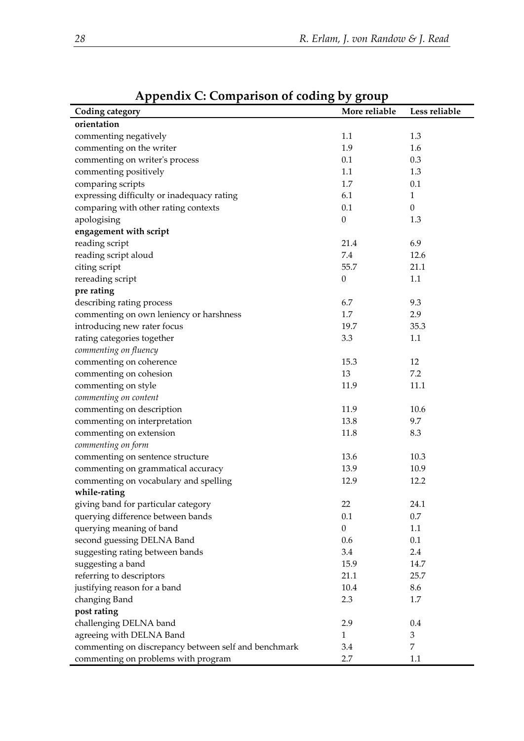## Appendix C: Comparison of coding by group

| Coding category | More reliable | Less reliable |
|---|---|---|
| **orientation** | | |
| commenting negatively | 1.1 | 1.3 |
| commenting on the writer | 1.9 | 1.6 |
| commenting on writer's process | 0.1 | 0.3 |
| commenting positively | 1.1 | 1.3 |
| comparing scripts | 1.7 | 0.1 |
| expressing difficulty or inadequacy rating | 6.1 | 1 |
| comparing with other rating contexts | 0.1 | 0 |
| apologising | 0 | 1.3 |
| **engagement with script** | | |
| reading script | 21.4 | 6.9 |
| reading script aloud | 7.4 | 12.6 |
| citing script | 55.7 | 21.1 |
| rereading script | 0 | 1.1 |
| **pre rating** | | |
| describing rating process | 6.7 | 9.3 |
| commenting on own leniency or harshness | 1.7 | 2.9 |
| introducing new rater focus | 19.7 | 35.3 |
| rating categories together | 3.3 | 1.1 |
| *commenting on fluency* | | |
| commenting on coherence | 15.3 | 12 |
| commenting on cohesion | 13 | 7.2 |
| commenting on style | 11.9 | 11.1 |
| *commenting on content* | | |
| commenting on description | 11.9 | 10.6 |
| commenting on interpretation | 13.8 | 9.7 |
| commenting on extension | 11.8 | 8.3 |
| *commenting on form* | | |
| commenting on sentence structure | 13.6 | 10.3 |
| commenting on grammatical accuracy | 13.9 | 10.9 |
| commenting on vocabulary and spelling | 12.9 | 12.2 |
| **while-rating** | | |
| giving band for particular category | 22 | 24.1 |
| querying difference between bands | 0.1 | 0.7 |
| querying meaning of band | 0 | 1.1 |
| second guessing DELNA Band | 0.6 | 0.1 |
| suggesting rating between bands | 3.4 | 2.4 |
| suggesting a band | 15.9 | 14.7 |
| referring to descriptors | 21.1 | 25.7 |
| justifying reason for a band | 10.4 | 8.6 |
| changing Band | 2.3 | 1.7 |
| **post rating** | | |
| challenging DELNA band | 2.9 | 0.4 |
| agreeing with DELNA Band | 1 | 3 |
| commenting on discrepancy between self and benchmark | 3.4 | 7 |
| commenting on problems with program | 2.7 | 1.1 |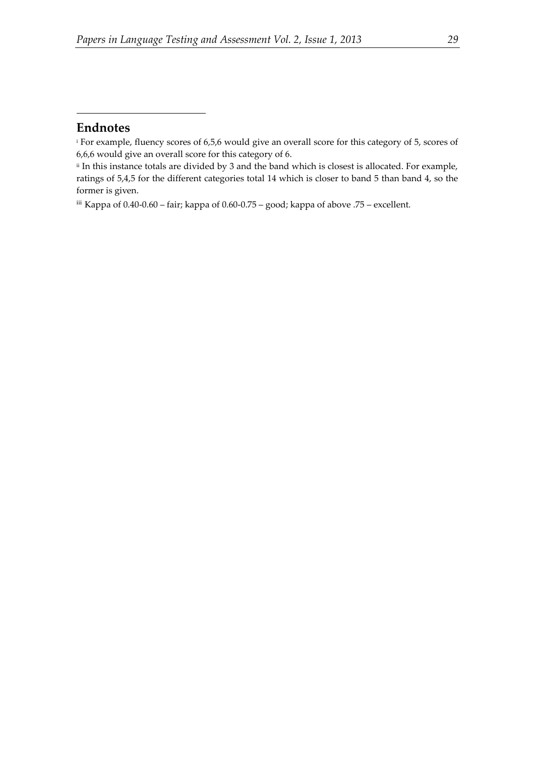## Endnotes

[i] For example, fluency scores of 6,5,6 would give an overall score for this category of 5, scores of 6,6,6 would give an overall score for this category of 6.

[ii] In this instance totals are divided by 3 and the band which is closest is allocated. For example, ratings of 5,4,5 for the different categories total 14 which is closer to band 5 than band 4, so the former is given.

[iii] Kappa of 0.40-0.60 – fair; kappa of 0.60-0.75 – good; kappa of above .75 – excellent.